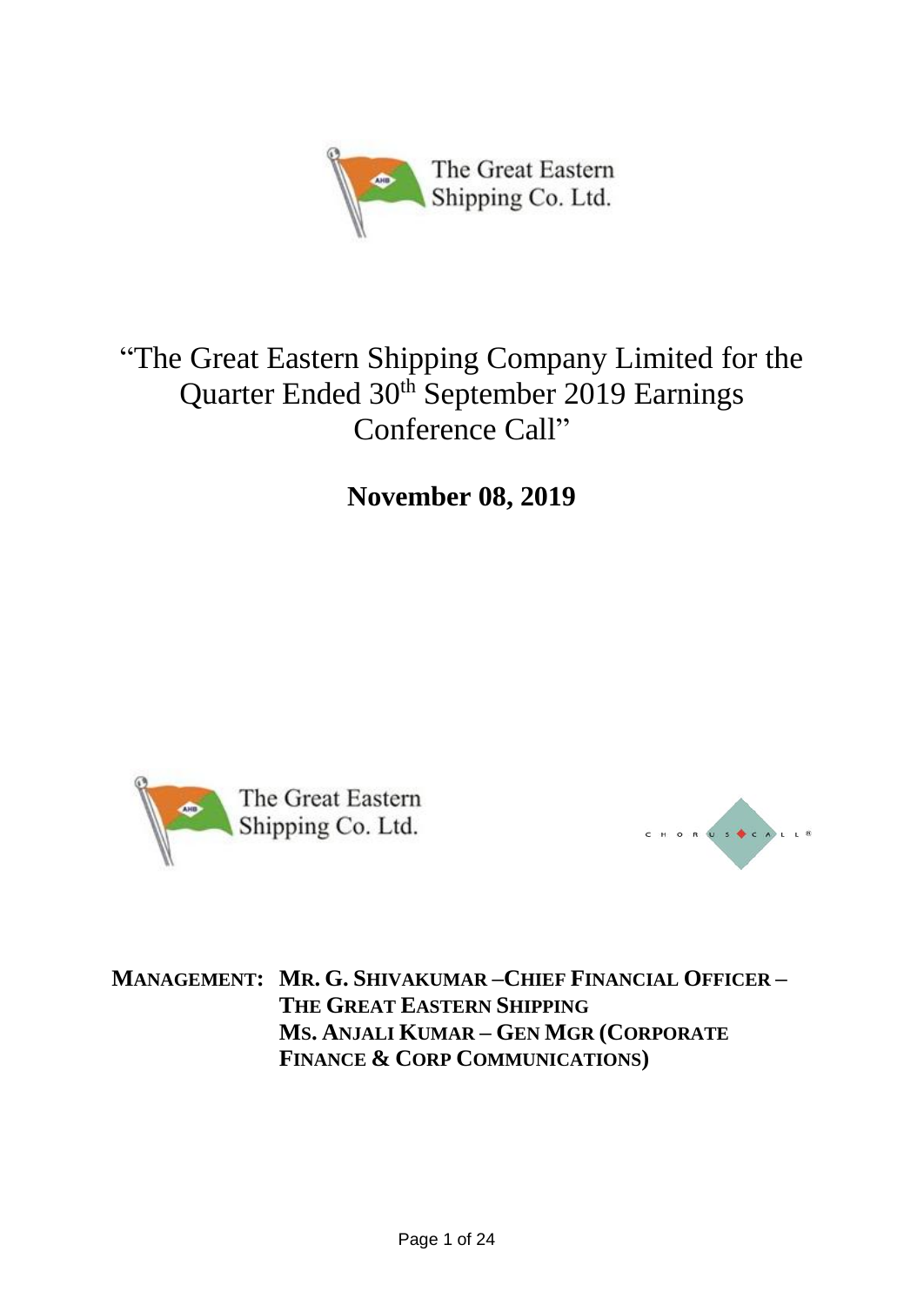The Great Eastern Shipping Co. Ltd.

# "The Great Eastern Shipping Company Limited for the Quarter Ended 30th September 2019 Earnings Conference Call"

**November 08, 2019**

The Great Eastern Shipping Co. Ltd.

CHORUS CALL®

**MANAGEMENT: MR. G. SHIVAKUMAR –CHIEF FINANCIAL OFFICER – THE GREAT EASTERN SHIPPING**
**MS. ANJALI KUMAR – GEN MGR (CORPORATE FINANCE & CORP COMMUNICATIONS)**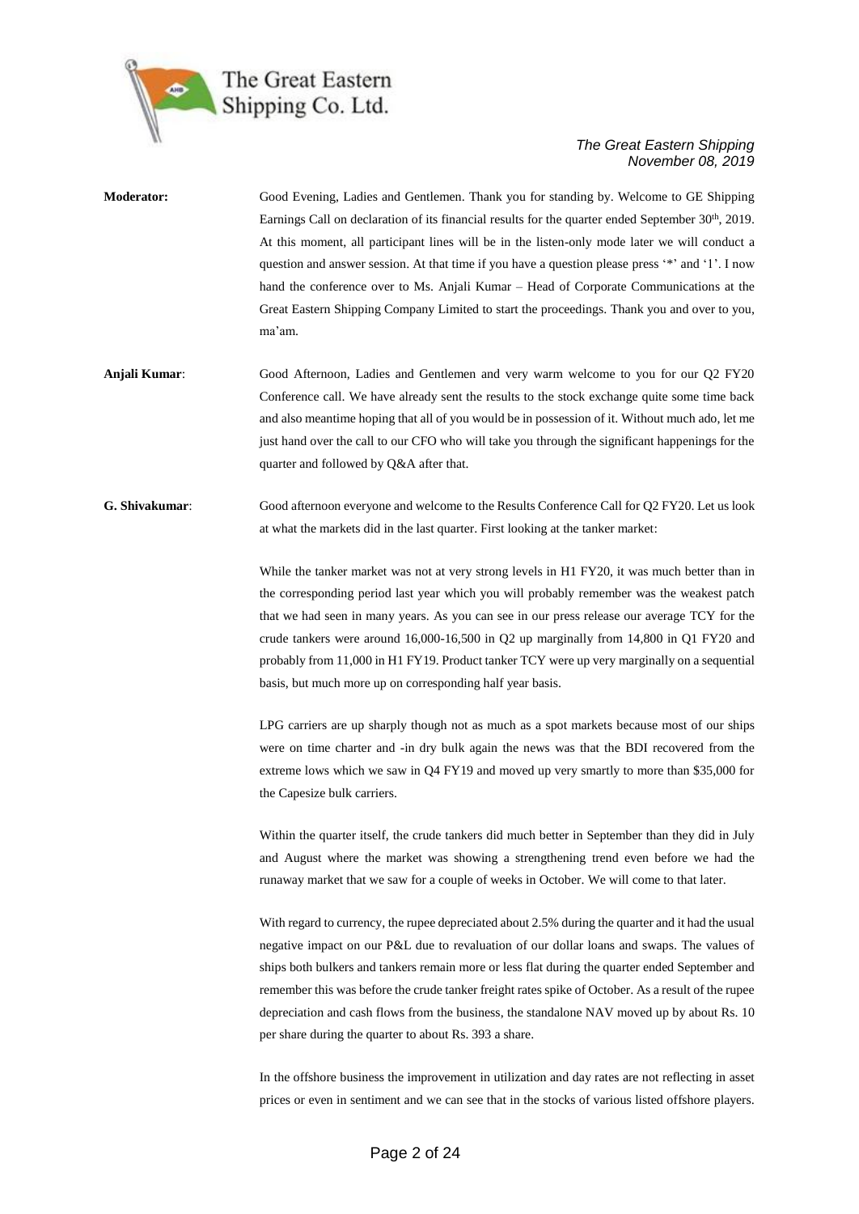**Moderator:** Good Evening, Ladies and Gentlemen. Thank you for standing by. Welcome to GE Shipping Earnings Call on declaration of its financial results for the quarter ended September 30th, 2019. At this moment, all participant lines will be in the listen-only mode later we will conduct a question and answer session. At that time if you have a question please press '*' and '1'. I now hand the conference over to Ms. Anjali Kumar – Head of Corporate Communications at the Great Eastern Shipping Company Limited to start the proceedings. Thank you and over to you, ma'am.

**Anjali Kumar**: Good Afternoon, Ladies and Gentlemen and very warm welcome to you for our Q2 FY20 Conference call. We have already sent the results to the stock exchange quite some time back and also meantime hoping that all of you would be in possession of it. Without much ado, let me just hand over the call to our CFO who will take you through the significant happenings for the quarter and followed by Q&A after that.

**G. Shivakumar**: Good afternoon everyone and welcome to the Results Conference Call for Q2 FY20. Let us look at what the markets did in the last quarter. First looking at the tanker market:

While the tanker market was not at very strong levels in H1 FY20, it was much better than in the corresponding period last year which you will probably remember was the weakest patch that we had seen in many years. As you can see in our press release our average TCY for the crude tankers were around 16,000-16,500 in Q2 up marginally from 14,800 in Q1 FY20 and probably from 11,000 in H1 FY19. Product tanker TCY were up very marginally on a sequential basis, but much more up on corresponding half year basis.

LPG carriers are up sharply though not as much as a spot markets because most of our ships were on time charter and -in dry bulk again the news was that the BDI recovered from the extreme lows which we saw in Q4 FY19 and moved up very smartly to more than $35,000 for the Capesize bulk carriers.

Within the quarter itself, the crude tankers did much better in September than they did in July and August where the market was showing a strengthening trend even before we had the runaway market that we saw for a couple of weeks in October. We will come to that later.

With regard to currency, the rupee depreciated about 2.5% during the quarter and it had the usual negative impact on our P&L due to revaluation of our dollar loans and swaps. The values of ships both bulkers and tankers remain more or less flat during the quarter ended September and remember this was before the crude tanker freight rates spike of October. As a result of the rupee depreciation and cash flows from the business, the standalone NAV moved up by about Rs. 10 per share during the quarter to about Rs. 393 a share.

In the offshore business the improvement in utilization and day rates are not reflecting in asset prices or even in sentiment and we can see that in the stocks of various listed offshore players.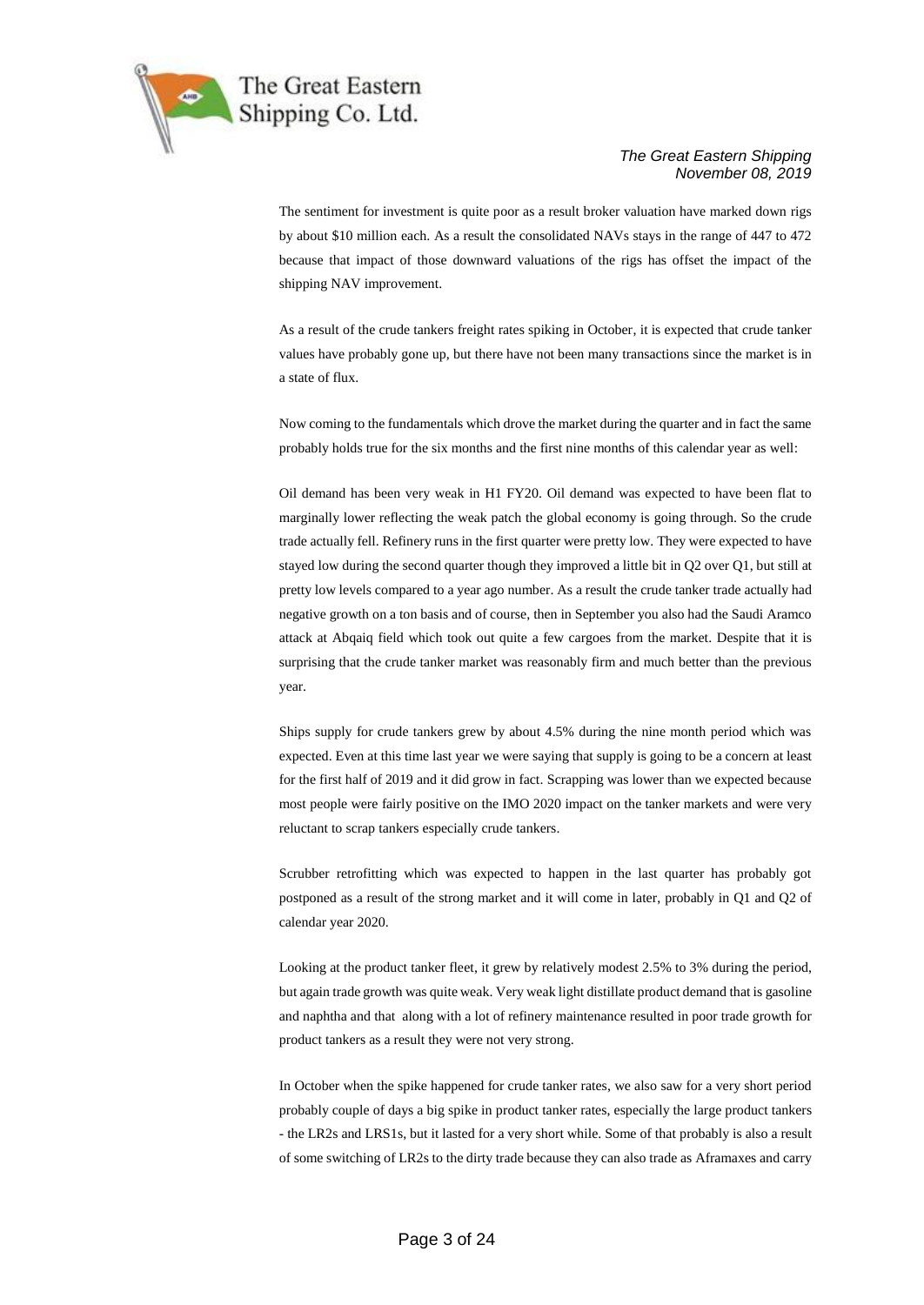The sentiment for investment is quite poor as a result broker valuation have marked down rigs by about $10 million each. As a result the consolidated NAVs stays in the range of 447 to 472 because that impact of those downward valuations of the rigs has offset the impact of the shipping NAV improvement.

As a result of the crude tankers freight rates spiking in October, it is expected that crude tanker values have probably gone up, but there have not been many transactions since the market is in a state of flux.

Now coming to the fundamentals which drove the market during the quarter and in fact the same probably holds true for the six months and the first nine months of this calendar year as well:

Oil demand has been very weak in H1 FY20. Oil demand was expected to have been flat to marginally lower reflecting the weak patch the global economy is going through. So the crude trade actually fell. Refinery runs in the first quarter were pretty low. They were expected to have stayed low during the second quarter though they improved a little bit in Q2 over Q1, but still at pretty low levels compared to a year ago number. As a result the crude tanker trade actually had negative growth on a ton basis and of course, then in September you also had the Saudi Aramco attack at Abqaiq field which took out quite a few cargoes from the market. Despite that it is surprising that the crude tanker market was reasonably firm and much better than the previous year.

Ships supply for crude tankers grew by about 4.5% during the nine month period which was expected. Even at this time last year we were saying that supply is going to be a concern at least for the first half of 2019 and it did grow in fact. Scrapping was lower than we expected because most people were fairly positive on the IMO 2020 impact on the tanker markets and were very reluctant to scrap tankers especially crude tankers.

Scrubber retrofitting which was expected to happen in the last quarter has probably got postponed as a result of the strong market and it will come in later, probably in Q1 and Q2 of calendar year 2020.

Looking at the product tanker fleet, it grew by relatively modest 2.5% to 3% during the period, but again trade growth was quite weak. Very weak light distillate product demand that is gasoline and naphtha and that along with a lot of refinery maintenance resulted in poor trade growth for product tankers as a result they were not very strong.

In October when the spike happened for crude tanker rates, we also saw for a very short period probably couple of days a big spike in product tanker rates, especially the large product tankers - the LR2s and LRS1s, but it lasted for a very short while. Some of that probably is also a result of some switching of LR2s to the dirty trade because they can also trade as Aframaxes and carry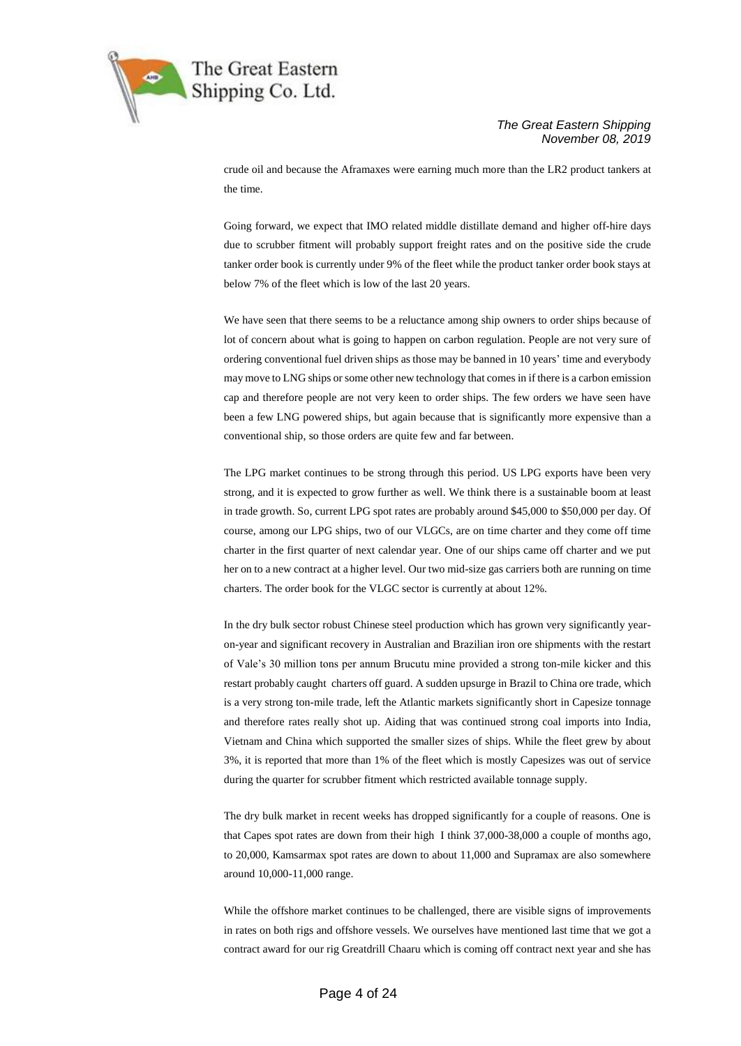crude oil and because the Aframaxes were earning much more than the LR2 product tankers at the time.

Going forward, we expect that IMO related middle distillate demand and higher off-hire days due to scrubber fitment will probably support freight rates and on the positive side the crude tanker order book is currently under 9% of the fleet while the product tanker order book stays at below 7% of the fleet which is low of the last 20 years.

We have seen that there seems to be a reluctance among ship owners to order ships because of lot of concern about what is going to happen on carbon regulation. People are not very sure of ordering conventional fuel driven ships as those may be banned in 10 years' time and everybody may move to LNG ships or some other new technology that comes in if there is a carbon emission cap and therefore people are not very keen to order ships. The few orders we have seen have been a few LNG powered ships, but again because that is significantly more expensive than a conventional ship, so those orders are quite few and far between.

The LPG market continues to be strong through this period. US LPG exports have been very strong, and it is expected to grow further as well. We think there is a sustainable boom at least in trade growth. So, current LPG spot rates are probably around \$45,000 to \$50,000 per day. Of course, among our LPG ships, two of our VLGCs, are on time charter and they come off time charter in the first quarter of next calendar year. One of our ships came off charter and we put her on to a new contract at a higher level. Our two mid-size gas carriers both are running on time charters. The order book for the VLGC sector is currently at about 12%.

In the dry bulk sector robust Chinese steel production which has grown very significantly year-on-year and significant recovery in Australian and Brazilian iron ore shipments with the restart of Vale's 30 million tons per annum Brucutu mine provided a strong ton-mile kicker and this restart probably caught charters off guard. A sudden upsurge in Brazil to China ore trade, which is a very strong ton-mile trade, left the Atlantic markets significantly short in Capesize tonnage and therefore rates really shot up. Aiding that was continued strong coal imports into India, Vietnam and China which supported the smaller sizes of ships. While the fleet grew by about 3%, it is reported that more than 1% of the fleet which is mostly Capesizes was out of service during the quarter for scrubber fitment which restricted available tonnage supply.

The dry bulk market in recent weeks has dropped significantly for a couple of reasons. One is that Capes spot rates are down from their high I think 37,000-38,000 a couple of months ago, to 20,000, Kamsarmax spot rates are down to about 11,000 and Supramax are also somewhere around 10,000-11,000 range.

While the offshore market continues to be challenged, there are visible signs of improvements in rates on both rigs and offshore vessels. We ourselves have mentioned last time that we got a contract award for our rig Greatdrill Chaaru which is coming off contract next year and she has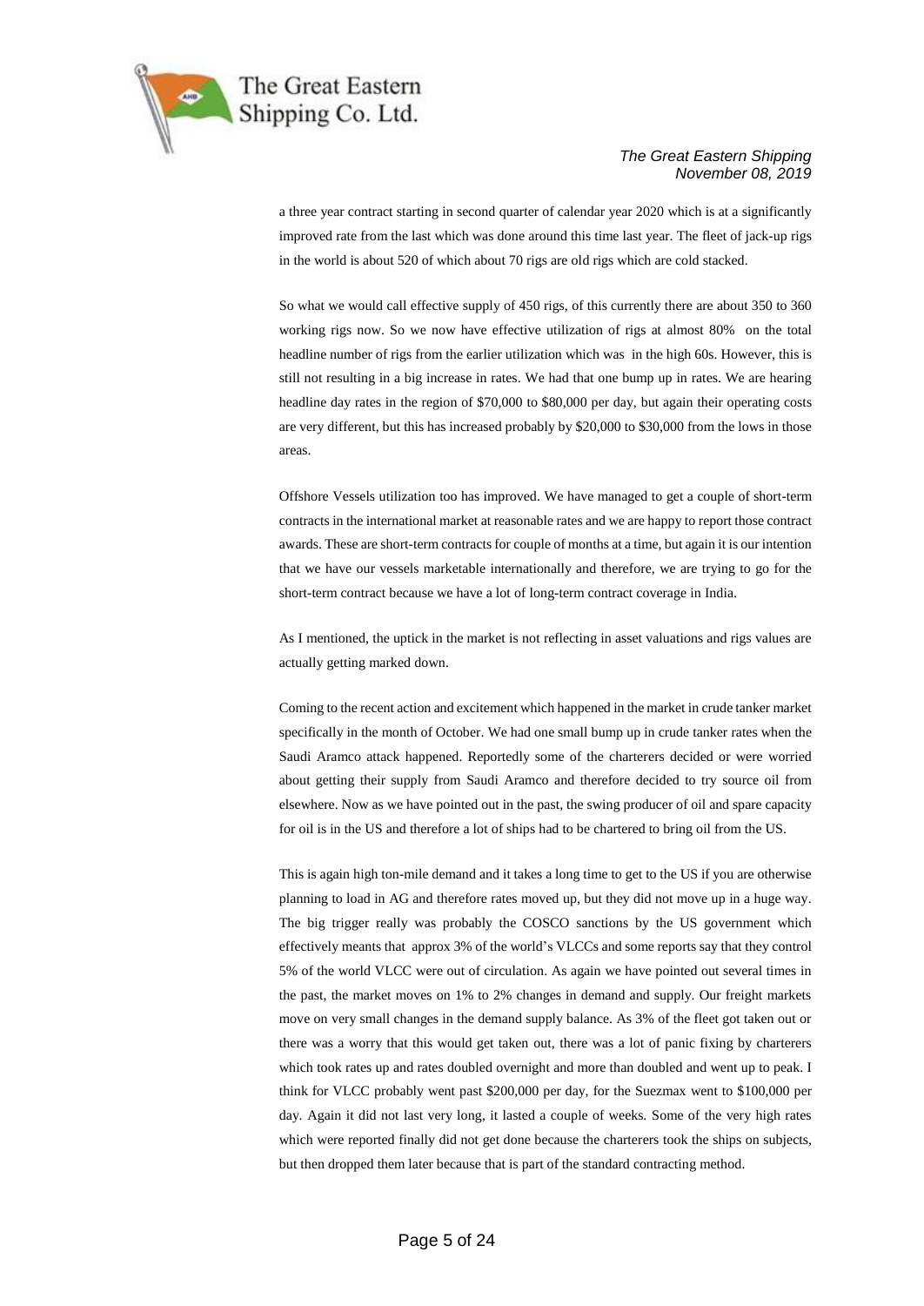a three year contract starting in second quarter of calendar year 2020 which is at a significantly improved rate from the last which was done around this time last year. The fleet of jack-up rigs in the world is about 520 of which about 70 rigs are old rigs which are cold stacked.

So what we would call effective supply of 450 rigs, of this currently there are about 350 to 360 working rigs now. So we now have effective utilization of rigs at almost 80% on the total headline number of rigs from the earlier utilization which was in the high 60s. However, this is still not resulting in a big increase in rates. We had that one bump up in rates. We are hearing headline day rates in the region of $70,000 to $80,000 per day, but again their operating costs are very different, but this has increased probably by $20,000 to $30,000 from the lows in those areas.

Offshore Vessels utilization too has improved. We have managed to get a couple of short-term contracts in the international market at reasonable rates and we are happy to report those contract awards. These are short-term contracts for couple of months at a time, but again it is our intention that we have our vessels marketable internationally and therefore, we are trying to go for the short-term contract because we have a lot of long-term contract coverage in India.

As I mentioned, the uptick in the market is not reflecting in asset valuations and rigs values are actually getting marked down.

Coming to the recent action and excitement which happened in the market in crude tanker market specifically in the month of October. We had one small bump up in crude tanker rates when the Saudi Aramco attack happened. Reportedly some of the charterers decided or were worried about getting their supply from Saudi Aramco and therefore decided to try source oil from elsewhere. Now as we have pointed out in the past, the swing producer of oil and spare capacity for oil is in the US and therefore a lot of ships had to be chartered to bring oil from the US.

This is again high ton-mile demand and it takes a long time to get to the US if you are otherwise planning to load in AG and therefore rates moved up, but they did not move up in a huge way. The big trigger really was probably the COSCO sanctions by the US government which effectively meants that approx 3% of the world's VLCCs and some reports say that they control 5% of the world VLCC were out of circulation. As again we have pointed out several times in the past, the market moves on 1% to 2% changes in demand and supply. Our freight markets move on very small changes in the demand supply balance. As 3% of the fleet got taken out or there was a worry that this would get taken out, there was a lot of panic fixing by charterers which took rates up and rates doubled overnight and more than doubled and went up to peak. I think for VLCC probably went past $200,000 per day, for the Suezmax went to $100,000 per day. Again it did not last very long, it lasted a couple of weeks. Some of the very high rates which were reported finally did not get done because the charterers took the ships on subjects, but then dropped them later because that is part of the standard contracting method.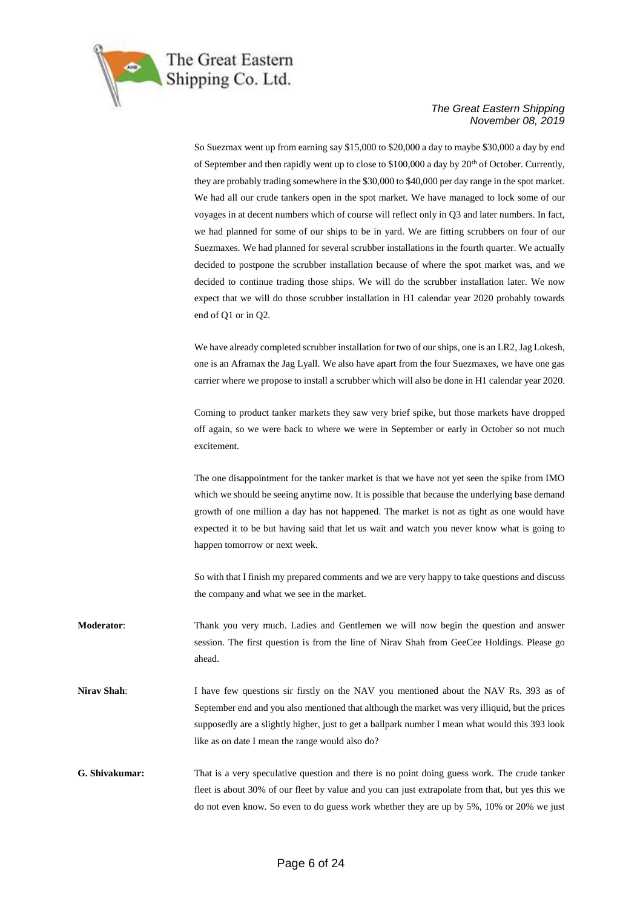So Suezmax went up from earning say \$15,000 to \$20,000 a day to maybe \$30,000 a day by end of September and then rapidly went up to close to \$100,000 a day by 20th of October. Currently, they are probably trading somewhere in the \$30,000 to \$40,000 per day range in the spot market. We had all our crude tankers open in the spot market. We have managed to lock some of our voyages in at decent numbers which of course will reflect only in Q3 and later numbers. In fact, we had planned for some of our ships to be in yard. We are fitting scrubbers on four of our Suezmaxes. We had planned for several scrubber installations in the fourth quarter. We actually decided to postpone the scrubber installation because of where the spot market was, and we decided to continue trading those ships. We will do the scrubber installation later. We now expect that we will do those scrubber installation in H1 calendar year 2020 probably towards end of Q1 or in Q2.

We have already completed scrubber installation for two of our ships, one is an LR2, Jag Lokesh, one is an Aframax the Jag Lyall. We also have apart from the four Suezmaxes, we have one gas carrier where we propose to install a scrubber which will also be done in H1 calendar year 2020.

Coming to product tanker markets they saw very brief spike, but those markets have dropped off again, so we were back to where we were in September or early in October so not much excitement.

The one disappointment for the tanker market is that we have not yet seen the spike from IMO which we should be seeing anytime now. It is possible that because the underlying base demand growth of one million a day has not happened. The market is not as tight as one would have expected it to be but having said that let us wait and watch you never know what is going to happen tomorrow or next week.

So with that I finish my prepared comments and we are very happy to take questions and discuss the company and what we see in the market.

**Moderator**: Thank you very much. Ladies and Gentlemen we will now begin the question and answer session. The first question is from the line of Nirav Shah from GeeCee Holdings. Please go ahead.

**Nirav Shah**: I have few questions sir firstly on the NAV you mentioned about the NAV Rs. 393 as of September end and you also mentioned that although the market was very illiquid, but the prices supposedly are a slightly higher, just to get a ballpark number I mean what would this 393 look like as on date I mean the range would also do?

**G. Shivakumar:** That is a very speculative question and there is no point doing guess work. The crude tanker fleet is about 30% of our fleet by value and you can just extrapolate from that, but yes this we do not even know. So even to do guess work whether they are up by 5%, 10% or 20% we just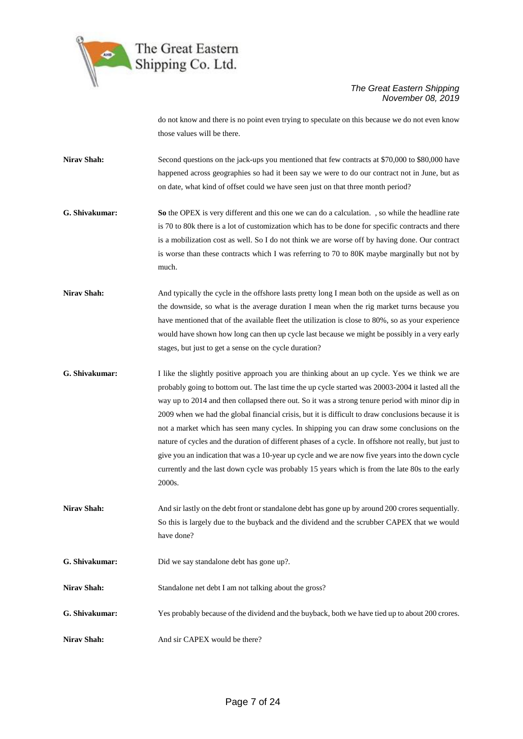do not know and there is no point even trying to speculate on this because we do not even know those values will be there.

**Nirav Shah:** Second questions on the jack-ups you mentioned that few contracts at $70,000 to $80,000 have happened across geographies so had it been say we were to do our contract not in June, but as on date, what kind of offset could we have seen just on that three month period?

**G. Shivakumar:** **So** the OPEX is very different and this one we can do a calculation. , so while the headline rate is 70 to 80k there is a lot of customization which has to be done for specific contracts and there is a mobilization cost as well. So I do not think we are worse off by having done. Our contract is worse than these contracts which I was referring to 70 to 80K maybe marginally but not by much.

**Nirav Shah:** And typically the cycle in the offshore lasts pretty long I mean both on the upside as well as on the downside, so what is the average duration I mean when the rig market turns because you have mentioned that of the available fleet the utilization is close to 80%, so as your experience would have shown how long can then up cycle last because we might be possibly in a very early stages, but just to get a sense on the cycle duration?

**G. Shivakumar:** I like the slightly positive approach you are thinking about an up cycle. Yes we think we are probably going to bottom out. The last time the up cycle started was 20003-2004 it lasted all the way up to 2014 and then collapsed there out. So it was a strong tenure period with minor dip in 2009 when we had the global financial crisis, but it is difficult to draw conclusions because it is not a market which has seen many cycles. In shipping you can draw some conclusions on the nature of cycles and the duration of different phases of a cycle. In offshore not really, but just to give you an indication that was a 10-year up cycle and we are now five years into the down cycle currently and the last down cycle was probably 15 years which is from the late 80s to the early 2000s.

**Nirav Shah:** And sir lastly on the debt front or standalone debt has gone up by around 200 crores sequentially. So this is largely due to the buyback and the dividend and the scrubber CAPEX that we would have done?

**G. Shivakumar:** Did we say standalone debt has gone up?.

**Nirav Shah:** Standalone net debt I am not talking about the gross?

**G. Shivakumar:** Yes probably because of the dividend and the buyback, both we have tied up to about 200 crores.

**Nirav Shah:** And sir CAPEX would be there?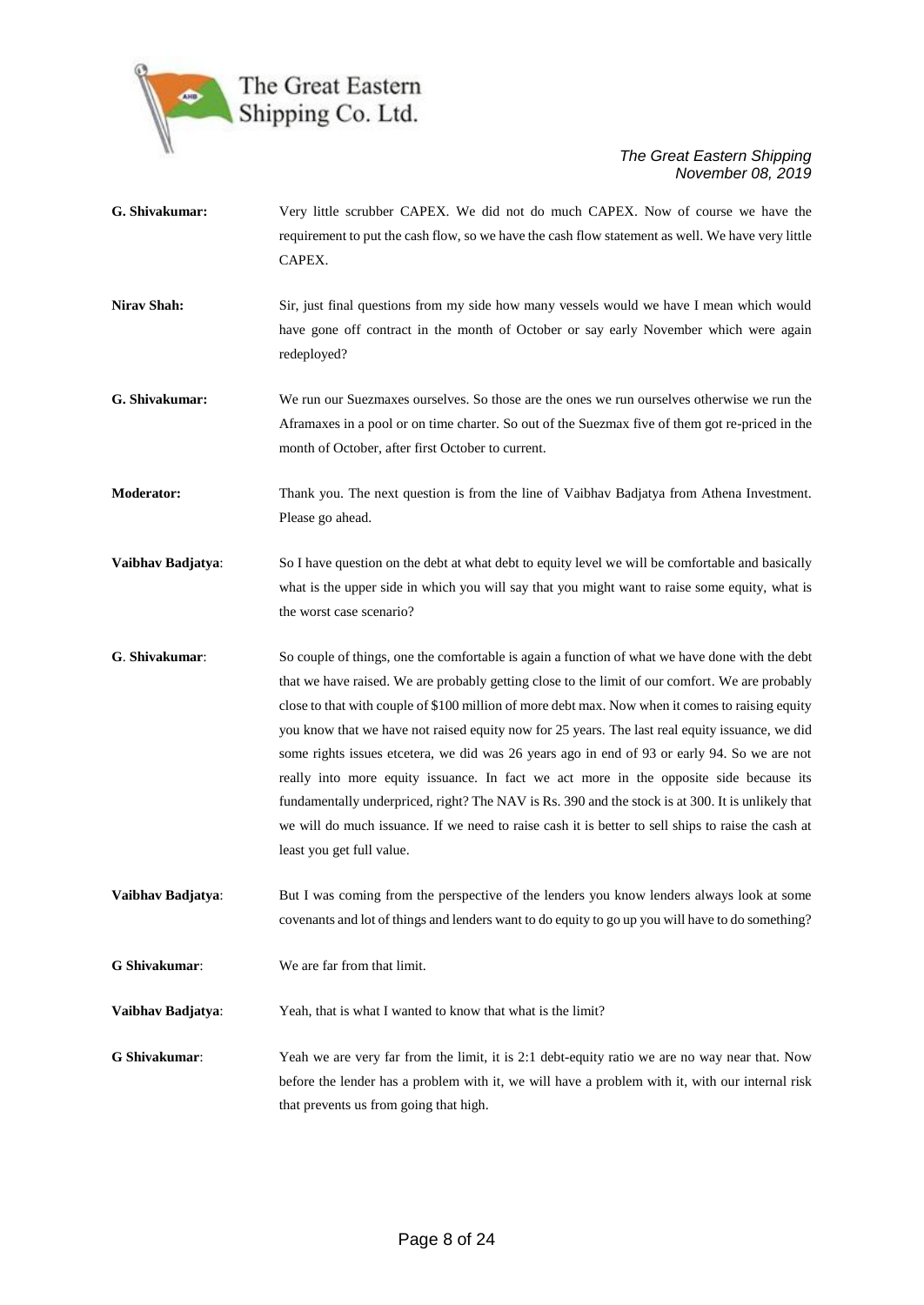**G. Shivakumar:** Very little scrubber CAPEX. We did not do much CAPEX. Now of course we have the requirement to put the cash flow, so we have the cash flow statement as well. We have very little CAPEX.

**Nirav Shah:** Sir, just final questions from my side how many vessels would we have I mean which would have gone off contract in the month of October or say early November which were again redeployed?

**G. Shivakumar:** We run our Suezmaxes ourselves. So those are the ones we run ourselves otherwise we run the Aframaxes in a pool or on time charter. So out of the Suezmax five of them got re-priced in the month of October, after first October to current.

**Moderator:** Thank you. The next question is from the line of Vaibhav Badjatya from Athena Investment. Please go ahead.

**Vaibhav Badjatya**: So I have question on the debt at what debt to equity level we will be comfortable and basically what is the upper side in which you will say that you might want to raise some equity, what is the worst case scenario?

**G**. **Shivakumar**: So couple of things, one the comfortable is again a function of what we have done with the debt that we have raised. We are probably getting close to the limit of our comfort. We are probably close to that with couple of $100 million of more debt max. Now when it comes to raising equity you know that we have not raised equity now for 25 years. The last real equity issuance, we did some rights issues etcetera, we did was 26 years ago in end of 93 or early 94. So we are not really into more equity issuance. In fact we act more in the opposite side because its fundamentally underpriced, right? The NAV is Rs. 390 and the stock is at 300. It is unlikely that we will do much issuance. If we need to raise cash it is better to sell ships to raise the cash at least you get full value.

**Vaibhav Badjatya**: But I was coming from the perspective of the lenders you know lenders always look at some covenants and lot of things and lenders want to do equity to go up you will have to do something?

**G Shivakumar**: We are far from that limit.

**Vaibhav Badjatya**: Yeah, that is what I wanted to know that what is the limit?

**G Shivakumar**: Yeah we are very far from the limit, it is 2:1 debt-equity ratio we are no way near that. Now before the lender has a problem with it, we will have a problem with it, with our internal risk that prevents us from going that high.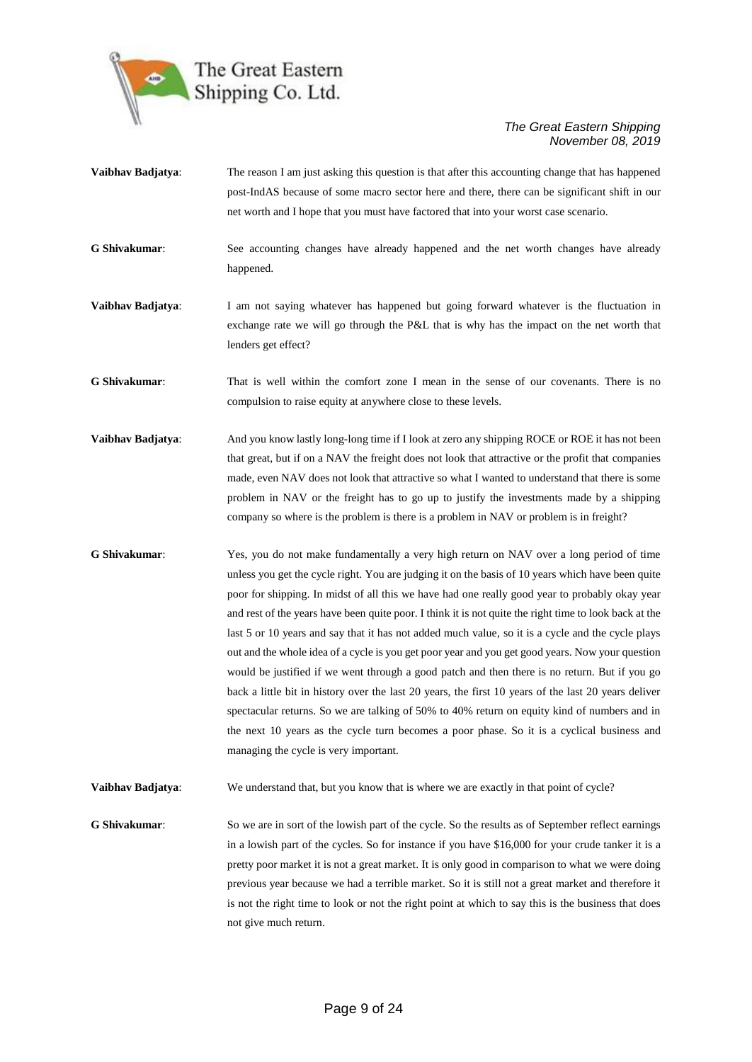**Vaibhav Badjatya**: The reason I am just asking this question is that after this accounting change that has happened post-IndAS because of some macro sector here and there, there can be significant shift in our net worth and I hope that you must have factored that into your worst case scenario.

**G Shivakumar**: See accounting changes have already happened and the net worth changes have already happened.

**Vaibhav Badjatya**: I am not saying whatever has happened but going forward whatever is the fluctuation in exchange rate we will go through the P&L that is why has the impact on the net worth that lenders get effect?

**G Shivakumar**: That is well within the comfort zone I mean in the sense of our covenants. There is no compulsion to raise equity at anywhere close to these levels.

**Vaibhav Badjatya**: And you know lastly long-long time if I look at zero any shipping ROCE or ROE it has not been that great, but if on a NAV the freight does not look that attractive or the profit that companies made, even NAV does not look that attractive so what I wanted to understand that there is some problem in NAV or the freight has to go up to justify the investments made by a shipping company so where is the problem is there is a problem in NAV or problem is in freight?

**G Shivakumar**: Yes, you do not make fundamentally a very high return on NAV over a long period of time unless you get the cycle right. You are judging it on the basis of 10 years which have been quite poor for shipping. In midst of all this we have had one really good year to probably okay year and rest of the years have been quite poor. I think it is not quite the right time to look back at the last 5 or 10 years and say that it has not added much value, so it is a cycle and the cycle plays out and the whole idea of a cycle is you get poor year and you get good years. Now your question would be justified if we went through a good patch and then there is no return. But if you go back a little bit in history over the last 20 years, the first 10 years of the last 20 years deliver spectacular returns. So we are talking of 50% to 40% return on equity kind of numbers and in the next 10 years as the cycle turn becomes a poor phase. So it is a cyclical business and managing the cycle is very important.

**Vaibhav Badjatya**: We understand that, but you know that is where we are exactly in that point of cycle?

**G Shivakumar**: So we are in sort of the lowish part of the cycle. So the results as of September reflect earnings in a lowish part of the cycles. So for instance if you have $16,000 for your crude tanker it is a pretty poor market it is not a great market. It is only good in comparison to what we were doing previous year because we had a terrible market. So it is still not a great market and therefore it is not the right time to look or not the right point at which to say this is the business that does not give much return.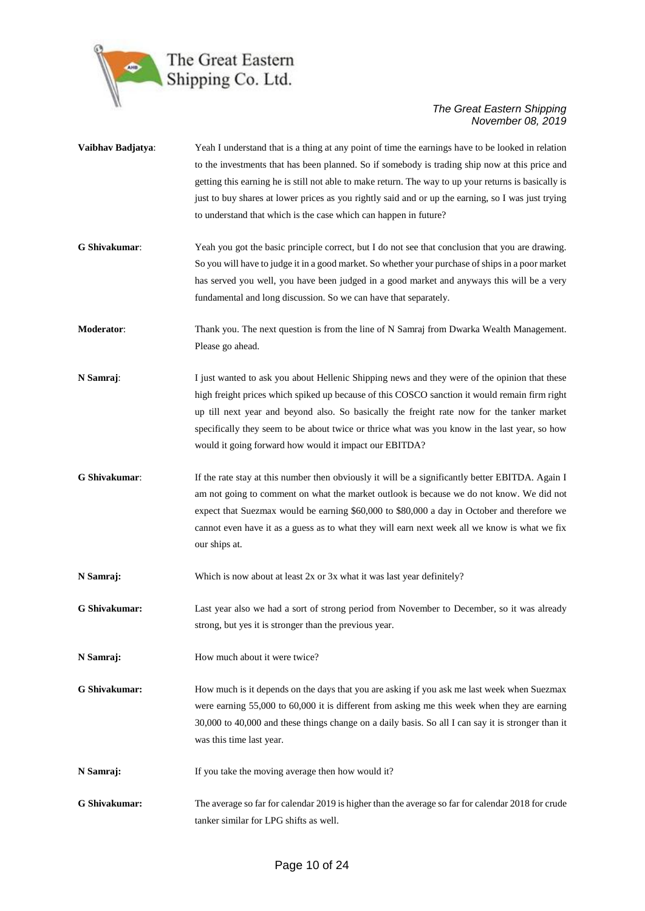**Vaibhav Badjatya**: Yeah I understand that is a thing at any point of time the earnings have to be looked in relation to the investments that has been planned. So if somebody is trading ship now at this price and getting this earning he is still not able to make return. The way to up your returns is basically is just to buy shares at lower prices as you rightly said and or up the earning, so I was just trying to understand that which is the case which can happen in future?

**G Shivakumar**: Yeah you got the basic principle correct, but I do not see that conclusion that you are drawing. So you will have to judge it in a good market. So whether your purchase of ships in a poor market has served you well, you have been judged in a good market and anyways this will be a very fundamental and long discussion. So we can have that separately.

**Moderator**: Thank you. The next question is from the line of N Samraj from Dwarka Wealth Management. Please go ahead.

**N Samraj**: I just wanted to ask you about Hellenic Shipping news and they were of the opinion that these high freight prices which spiked up because of this COSCO sanction it would remain firm right up till next year and beyond also. So basically the freight rate now for the tanker market specifically they seem to be about twice or thrice what was you know in the last year, so how would it going forward how would it impact our EBITDA?

**G Shivakumar**: If the rate stay at this number then obviously it will be a significantly better EBITDA. Again I am not going to comment on what the market outlook is because we do not know. We did not expect that Suezmax would be earning \$60,000 to \$80,000 a day in October and therefore we cannot even have it as a guess as to what they will earn next week all we know is what we fix our ships at.

**N Samraj:** Which is now about at least 2x or 3x what it was last year definitely?

**G Shivakumar:** Last year also we had a sort of strong period from November to December, so it was already strong, but yes it is stronger than the previous year.

**N Samraj:** How much about it were twice?

**G Shivakumar:** How much is it depends on the days that you are asking if you ask me last week when Suezmax were earning 55,000 to 60,000 it is different from asking me this week when they are earning 30,000 to 40,000 and these things change on a daily basis. So all I can say it is stronger than it was this time last year.

**N Samraj:** If you take the moving average then how would it?

**G Shivakumar:** The average so far for calendar 2019 is higher than the average so far for calendar 2018 for crude tanker similar for LPG shifts as well.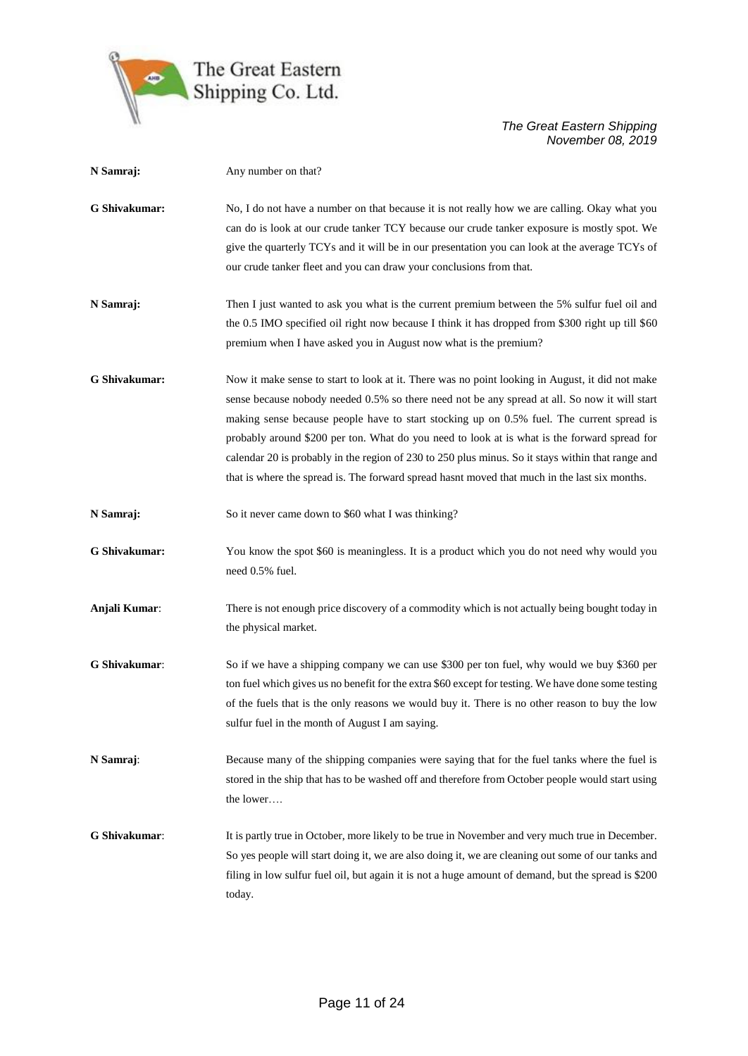**N Samraj:** Any number on that?

**G Shivakumar:** No, I do not have a number on that because it is not really how we are calling. Okay what you can do is look at our crude tanker TCY because our crude tanker exposure is mostly spot. We give the quarterly TCYs and it will be in our presentation you can look at the average TCYs of our crude tanker fleet and you can draw your conclusions from that.

**N Samraj:** Then I just wanted to ask you what is the current premium between the 5% sulfur fuel oil and the 0.5 IMO specified oil right now because I think it has dropped from $300 right up till $60 premium when I have asked you in August now what is the premium?

**G Shivakumar:** Now it make sense to start to look at it. There was no point looking in August, it did not make sense because nobody needed 0.5% so there need not be any spread at all. So now it will start making sense because people have to start stocking up on 0.5% fuel. The current spread is probably around $200 per ton. What do you need to look at is what is the forward spread for calendar 20 is probably in the region of 230 to 250 plus minus. So it stays within that range and that is where the spread is. The forward spread hasnt moved that much in the last six months.

**N Samraj:** So it never came down to $60 what I was thinking?

**G Shivakumar:** You know the spot $60 is meaningless. It is a product which you do not need why would you need 0.5% fuel.

**Anjali Kumar**: There is not enough price discovery of a commodity which is not actually being bought today in the physical market.

**G Shivakumar**: So if we have a shipping company we can use $300 per ton fuel, why would we buy $360 per ton fuel which gives us no benefit for the extra $60 except for testing. We have done some testing of the fuels that is the only reasons we would buy it. There is no other reason to buy the low sulfur fuel in the month of August I am saying.

**N Samraj**: Because many of the shipping companies were saying that for the fuel tanks where the fuel is stored in the ship that has to be washed off and therefore from October people would start using the lower….

**G Shivakumar**: It is partly true in October, more likely to be true in November and very much true in December. So yes people will start doing it, we are also doing it, we are cleaning out some of our tanks and filing in low sulfur fuel oil, but again it is not a huge amount of demand, but the spread is $200 today.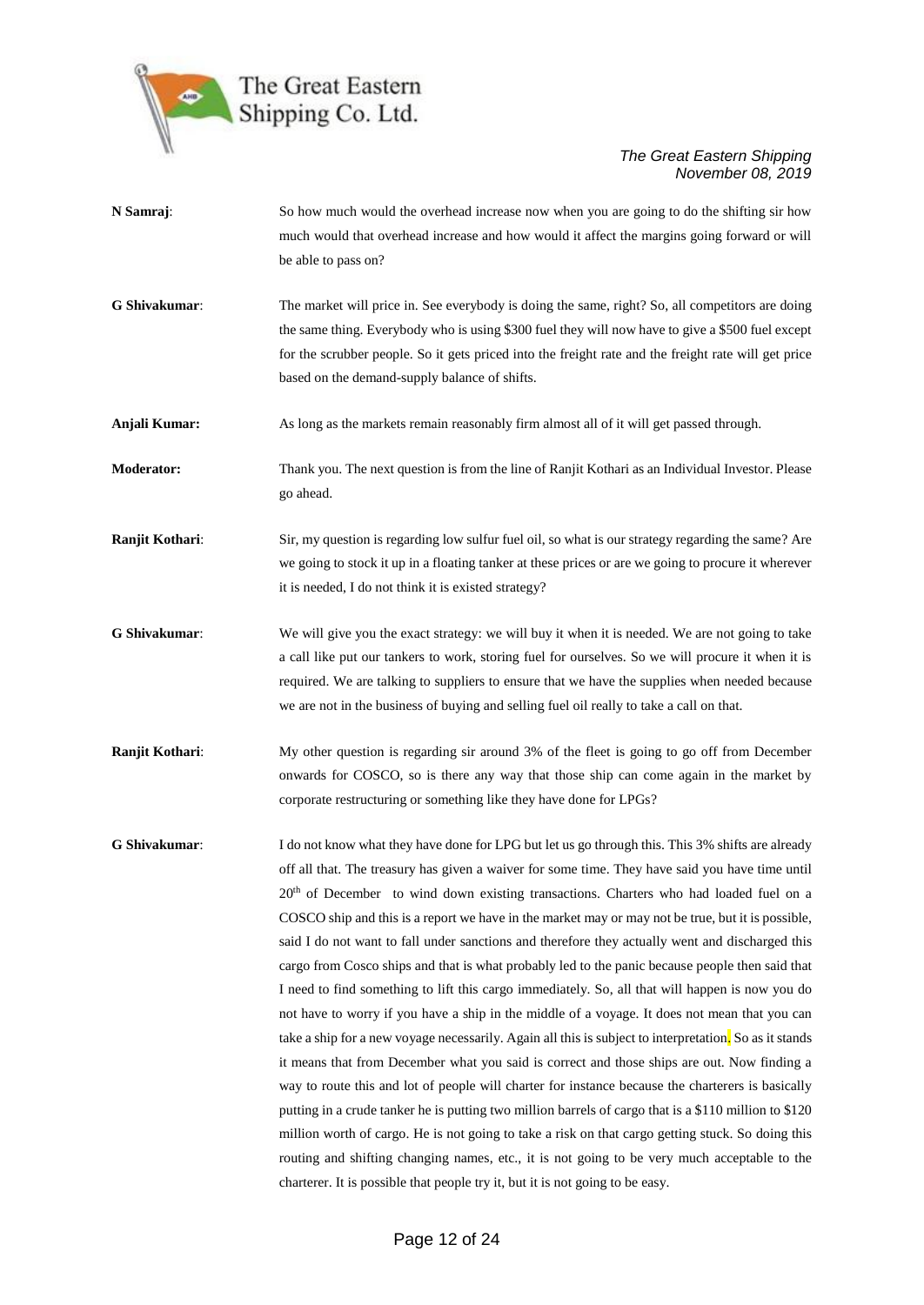**N Samraj**: So how much would the overhead increase now when you are going to do the shifting sir how much would that overhead increase and how would it affect the margins going forward or will be able to pass on?

**G Shivakumar**: The market will price in. See everybody is doing the same, right? So, all competitors are doing the same thing. Everybody who is using $300 fuel they will now have to give a $500 fuel except for the scrubber people. So it gets priced into the freight rate and the freight rate will get price based on the demand-supply balance of shifts.

**Anjali Kumar:** As long as the markets remain reasonably firm almost all of it will get passed through.

**Moderator:** Thank you. The next question is from the line of Ranjit Kothari as an Individual Investor. Please go ahead.

**Ranjit Kothari**: Sir, my question is regarding low sulfur fuel oil, so what is our strategy regarding the same? Are we going to stock it up in a floating tanker at these prices or are we going to procure it wherever it is needed, I do not think it is existed strategy?

**G Shivakumar**: We will give you the exact strategy: we will buy it when it is needed. We are not going to take a call like put our tankers to work, storing fuel for ourselves. So we will procure it when it is required. We are talking to suppliers to ensure that we have the supplies when needed because we are not in the business of buying and selling fuel oil really to take a call on that.

**Ranjit Kothari**: My other question is regarding sir around 3% of the fleet is going to go off from December onwards for COSCO, so is there any way that those ship can come again in the market by corporate restructuring or something like they have done for LPGs?

**G Shivakumar**: I do not know what they have done for LPG but let us go through this. This 3% shifts are already off all that. The treasury has given a waiver for some time. They have said you have time until 20th of December to wind down existing transactions. Charters who had loaded fuel on a COSCO ship and this is a report we have in the market may or may not be true, but it is possible, said I do not want to fall under sanctions and therefore they actually went and discharged this cargo from Cosco ships and that is what probably led to the panic because people then said that I need to find something to lift this cargo immediately. So, all that will happen is now you do not have to worry if you have a ship in the middle of a voyage. It does not mean that you can take a ship for a new voyage necessarily. Again all this is subject to interpretation. So as it stands it means that from December what you said is correct and those ships are out. Now finding a way to route this and lot of people will charter for instance because the charterers is basically putting in a crude tanker he is putting two million barrels of cargo that is a $110 million to $120 million worth of cargo. He is not going to take a risk on that cargo getting stuck. So doing this routing and shifting changing names, etc., it is not going to be very much acceptable to the charterer. It is possible that people try it, but it is not going to be easy.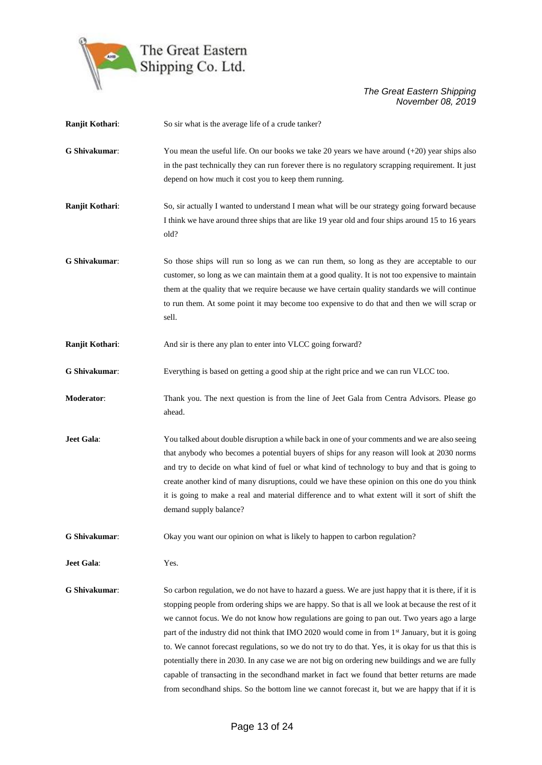**Ranjit Kothari**: So sir what is the average life of a crude tanker?

**G Shivakumar**: You mean the useful life. On our books we take 20 years we have around (+20) year ships also in the past technically they can run forever there is no regulatory scrapping requirement. It just depend on how much it cost you to keep them running.

**Ranjit Kothari**: So, sir actually I wanted to understand I mean what will be our strategy going forward because I think we have around three ships that are like 19 year old and four ships around 15 to 16 years old?

**G Shivakumar**: So those ships will run so long as we can run them, so long as they are acceptable to our customer, so long as we can maintain them at a good quality. It is not too expensive to maintain them at the quality that we require because we have certain quality standards we will continue to run them. At some point it may become too expensive to do that and then we will scrap or sell.

**Ranjit Kothari**: And sir is there any plan to enter into VLCC going forward?

**G Shivakumar**: Everything is based on getting a good ship at the right price and we can run VLCC too.

**Moderator**: Thank you. The next question is from the line of Jeet Gala from Centra Advisors. Please go ahead.

**Jeet Gala**: You talked about double disruption a while back in one of your comments and we are also seeing that anybody who becomes a potential buyers of ships for any reason will look at 2030 norms and try to decide on what kind of fuel or what kind of technology to buy and that is going to create another kind of many disruptions, could we have these opinion on this one do you think it is going to make a real and material difference and to what extent will it sort of shift the demand supply balance?

**G Shivakumar**: Okay you want our opinion on what is likely to happen to carbon regulation?

**Jeet Gala**: Yes.

**G Shivakumar**: So carbon regulation, we do not have to hazard a guess. We are just happy that it is there, if it is stopping people from ordering ships we are happy. So that is all we look at because the rest of it we cannot focus. We do not know how regulations are going to pan out. Two years ago a large part of the industry did not think that IMO 2020 would come in from 1st January, but it is going to. We cannot forecast regulations, so we do not try to do that. Yes, it is okay for us that this is potentially there in 2030. In any case we are not big on ordering new buildings and we are fully capable of transacting in the secondhand market in fact we found that better returns are made from secondhand ships. So the bottom line we cannot forecast it, but we are happy that if it is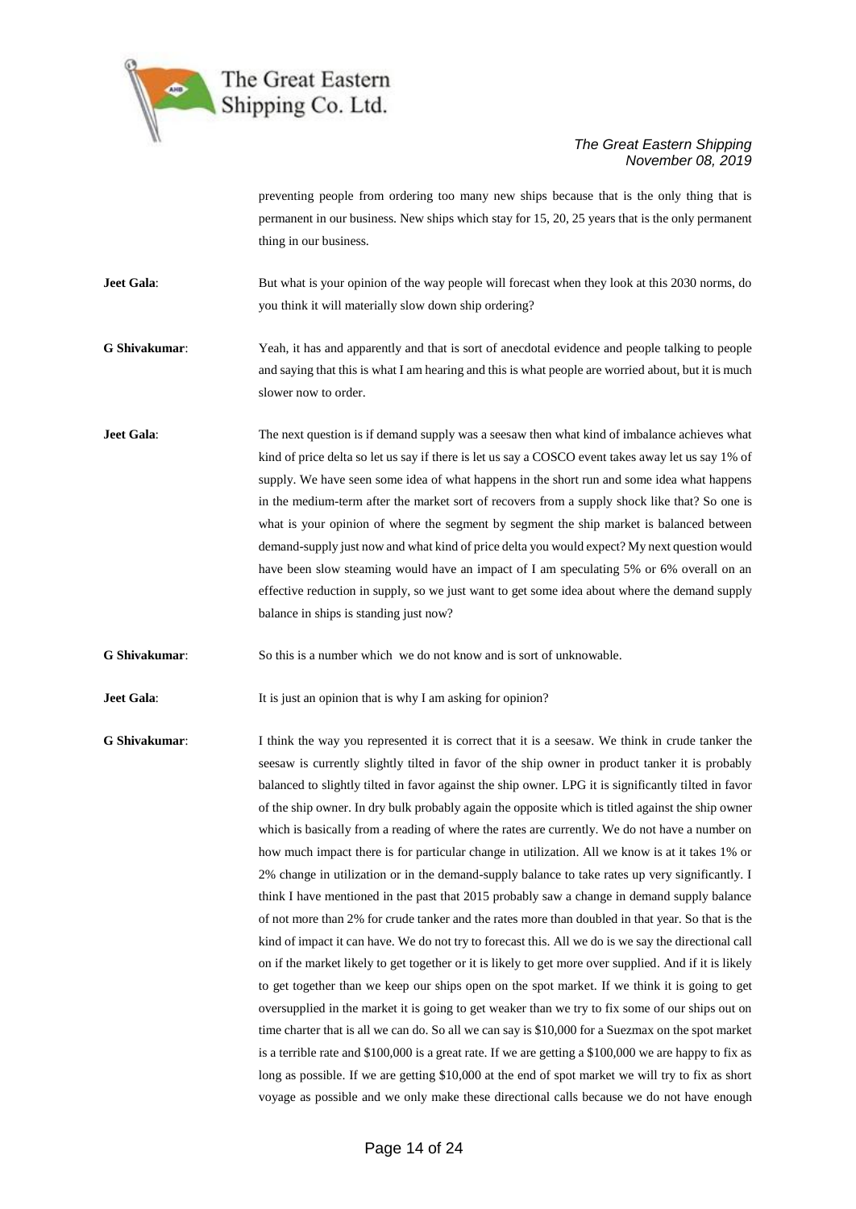preventing people from ordering too many new ships because that is the only thing that is permanent in our business. New ships which stay for 15, 20, 25 years that is the only permanent thing in our business.

**Jeet Gala**: But what is your opinion of the way people will forecast when they look at this 2030 norms, do you think it will materially slow down ship ordering?

**G Shivakumar**: Yeah, it has and apparently and that is sort of anecdotal evidence and people talking to people and saying that this is what I am hearing and this is what people are worried about, but it is much slower now to order.

**Jeet Gala**: The next question is if demand supply was a seesaw then what kind of imbalance achieves what kind of price delta so let us say if there is let us say a COSCO event takes away let us say 1% of supply. We have seen some idea of what happens in the short run and some idea what happens in the medium-term after the market sort of recovers from a supply shock like that? So one is what is your opinion of where the segment by segment the ship market is balanced between demand-supply just now and what kind of price delta you would expect? My next question would have been slow steaming would have an impact of I am speculating 5% or 6% overall on an effective reduction in supply, so we just want to get some idea about where the demand supply balance in ships is standing just now?

**G Shivakumar**: So this is a number which we do not know and is sort of unknowable.

**Jeet Gala**: It is just an opinion that is why I am asking for opinion?

**G Shivakumar**: I think the way you represented it is correct that it is a seesaw. We think in crude tanker the seesaw is currently slightly tilted in favor of the ship owner in product tanker it is probably balanced to slightly tilted in favor against the ship owner. LPG it is significantly tilted in favor of the ship owner. In dry bulk probably again the opposite which is titled against the ship owner which is basically from a reading of where the rates are currently. We do not have a number on how much impact there is for particular change in utilization. All we know is at it takes 1% or 2% change in utilization or in the demand-supply balance to take rates up very significantly. I think I have mentioned in the past that 2015 probably saw a change in demand supply balance of not more than 2% for crude tanker and the rates more than doubled in that year. So that is the kind of impact it can have. We do not try to forecast this. All we do is we say the directional call on if the market likely to get together or it is likely to get more over supplied. And if it is likely to get together than we keep our ships open on the spot market. If we think it is going to get oversupplied in the market it is going to get weaker than we try to fix some of our ships out on time charter that is all we can do. So all we can say is $10,000 for a Suezmax on the spot market is a terrible rate and $100,000 is a great rate. If we are getting a $100,000 we are happy to fix as long as possible. If we are getting $10,000 at the end of spot market we will try to fix as short voyage as possible and we only make these directional calls because we do not have enough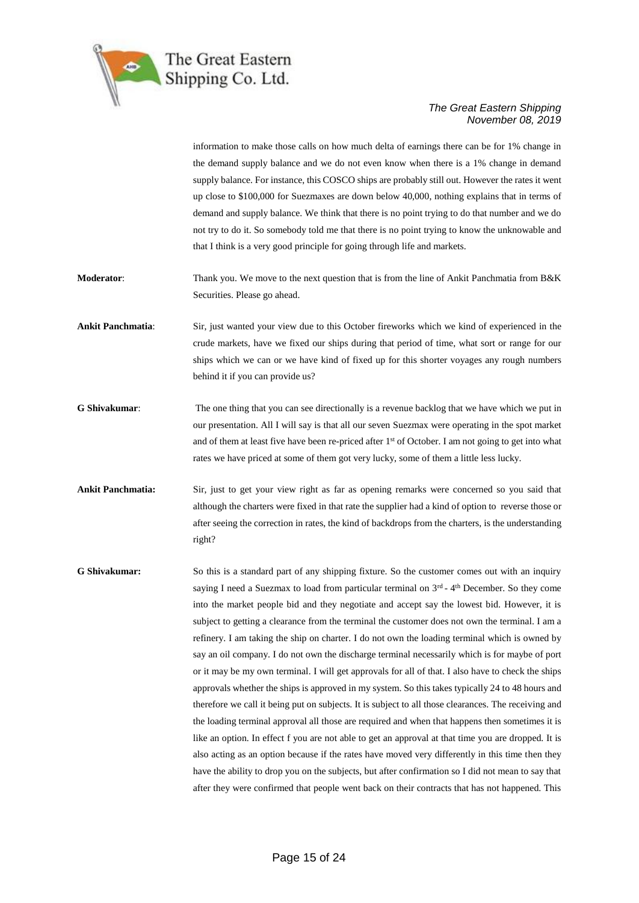information to make those calls on how much delta of earnings there can be for 1% change in the demand supply balance and we do not even know when there is a 1% change in demand supply balance. For instance, this COSCO ships are probably still out. However the rates it went up close to \$100,000 for Suezmaxes are down below 40,000, nothing explains that in terms of demand and supply balance. We think that there is no point trying to do that number and we do not try to do it. So somebody told me that there is no point trying to know the unknowable and that I think is a very good principle for going through life and markets.

**Moderator**: Thank you. We move to the next question that is from the line of Ankit Panchmatia from B&K Securities. Please go ahead.

**Ankit Panchmatia**: Sir, just wanted your view due to this October fireworks which we kind of experienced in the crude markets, have we fixed our ships during that period of time, what sort or range for our ships which we can or we have kind of fixed up for this shorter voyages any rough numbers behind it if you can provide us?

**G Shivakumar**: The one thing that you can see directionally is a revenue backlog that we have which we put in our presentation. All I will say is that all our seven Suezmax were operating in the spot market and of them at least five have been re-priced after 1st of October. I am not going to get into what rates we have priced at some of them got very lucky, some of them a little less lucky.

**Ankit Panchmatia:** Sir, just to get your view right as far as opening remarks were concerned so you said that although the charters were fixed in that rate the supplier had a kind of option to reverse those or after seeing the correction in rates, the kind of backdrops from the charters, is the understanding right?

**G Shivakumar:** So this is a standard part of any shipping fixture. So the customer comes out with an inquiry saying I need a Suezmax to load from particular terminal on 3rd - 4th December. So they come into the market people bid and they negotiate and accept say the lowest bid. However, it is subject to getting a clearance from the terminal the customer does not own the terminal. I am a refinery. I am taking the ship on charter. I do not own the loading terminal which is owned by say an oil company. I do not own the discharge terminal necessarily which is for maybe of port or it may be my own terminal. I will get approvals for all of that. I also have to check the ships approvals whether the ships is approved in my system. So this takes typically 24 to 48 hours and therefore we call it being put on subjects. It is subject to all those clearances. The receiving and the loading terminal approval all those are required and when that happens then sometimes it is like an option. In effect f you are not able to get an approval at that time you are dropped. It is also acting as an option because if the rates have moved very differently in this time then they have the ability to drop you on the subjects, but after confirmation so I did not mean to say that after they were confirmed that people went back on their contracts that has not happened. This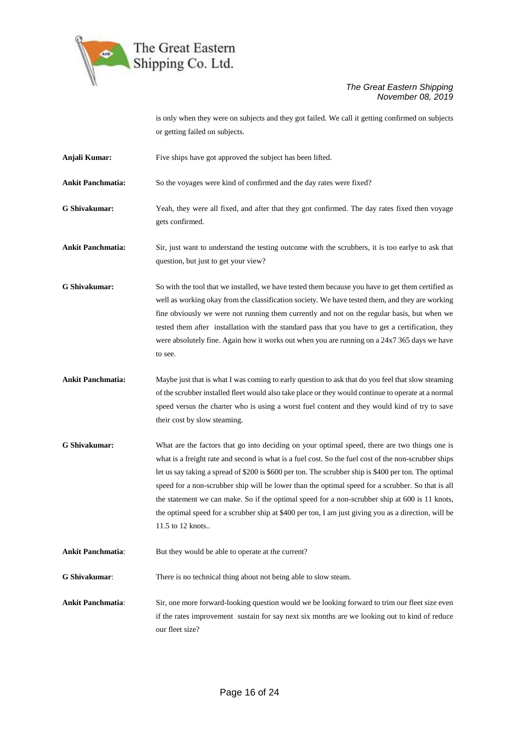is only when they were on subjects and they got failed. We call it getting confirmed on subjects or getting failed on subjects.

**Anjali Kumar:** Five ships have got approved the subject has been lifted.

**Ankit Panchmatia:** So the voyages were kind of confirmed and the day rates were fixed?

**G Shivakumar:** Yeah, they were all fixed, and after that they got confirmed. The day rates fixed then voyage gets confirmed.

**Ankit Panchmatia:** Sir, just want to understand the testing outcome with the scrubbers, it is too earlye to ask that question, but just to get your view?

**G Shivakumar:** So with the tool that we installed, we have tested them because you have to get them certified as well as working okay from the classification society. We have tested them, and they are working fine obviously we were not running them currently and not on the regular basis, but when we tested them after installation with the standard pass that you have to get a certification, they were absolutely fine. Again how it works out when you are running on a 24x7 365 days we have to see.

**Ankit Panchmatia:** Maybe just that is what I was coming to early question to ask that do you feel that slow steaming of the scrubber installed fleet would also take place or they would continue to operate at a normal speed versus the charter who is using a worst fuel content and they would kind of try to save their cost by slow steaming.

**G Shivakumar:** What are the factors that go into deciding on your optimal speed, there are two things one is what is a freight rate and second is what is a fuel cost. So the fuel cost of the non-scrubber ships let us say taking a spread of $200 is $600 per ton. The scrubber ship is $400 per ton. The optimal speed for a non-scrubber ship will be lower than the optimal speed for a scrubber. So that is all the statement we can make. So if the optimal speed for a non-scrubber ship at 600 is 11 knots, the optimal speed for a scrubber ship at $400 per ton, I am just giving you as a direction, will be 11.5 to 12 knots..

**Ankit Panchmatia**: But they would be able to operate at the current?

**G Shivakumar**: There is no technical thing about not being able to slow steam.

**Ankit Panchmatia**: Sir, one more forward-looking question would we be looking forward to trim our fleet size even if the rates improvement sustain for say next six months are we looking out to kind of reduce our fleet size?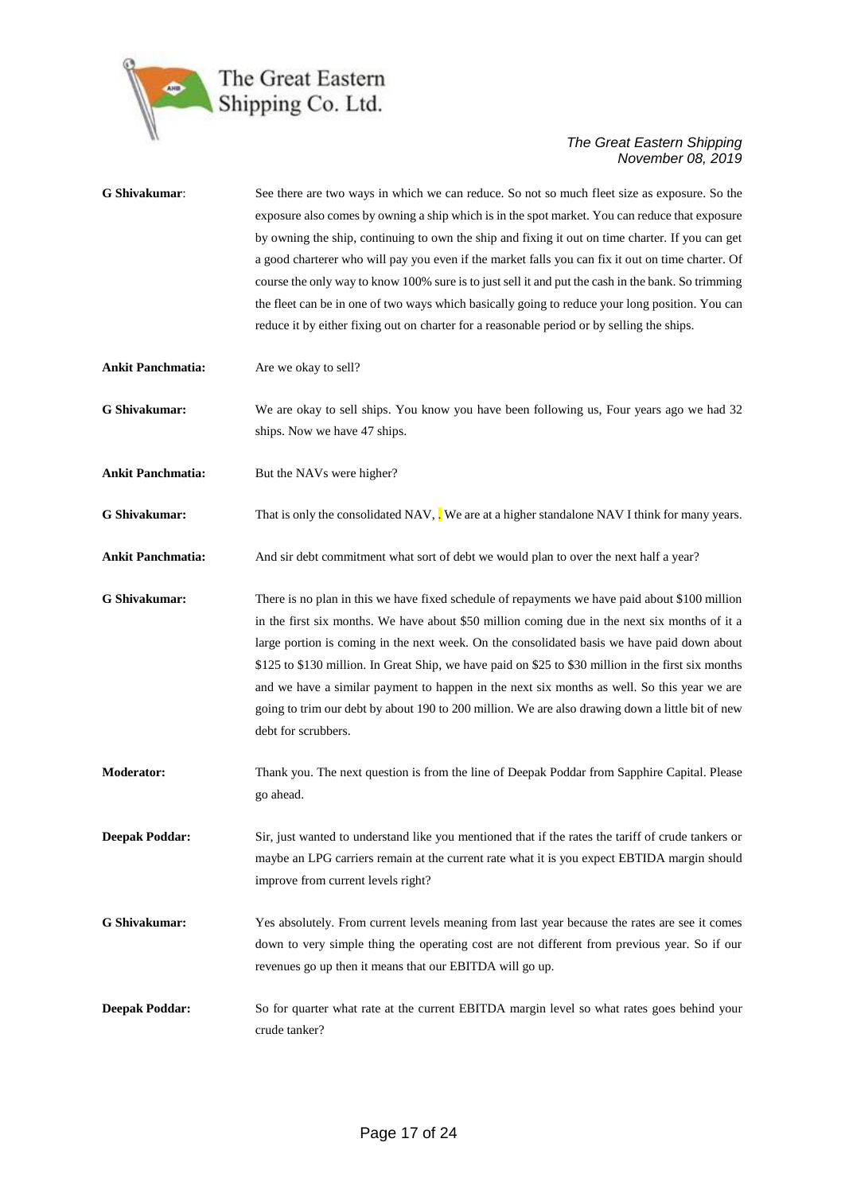**G Shivakumar**: See there are two ways in which we can reduce. So not so much fleet size as exposure. So the exposure also comes by owning a ship which is in the spot market. You can reduce that exposure by owning the ship, continuing to own the ship and fixing it out on time charter. If you can get a good charterer who will pay you even if the market falls you can fix it out on time charter. Of course the only way to know 100% sure is to just sell it and put the cash in the bank. So trimming the fleet can be in one of two ways which basically going to reduce your long position. You can reduce it by either fixing out on charter for a reasonable period or by selling the ships.

**Ankit Panchmatia:** Are we okay to sell?

**G Shivakumar:** We are okay to sell ships. You know you have been following us, Four years ago we had 32 ships. Now we have 47 ships.

**Ankit Panchmatia:** But the NAVs were higher?

**G Shivakumar:** That is only the consolidated NAV, . We are at a higher standalone NAV I think for many years.

**Ankit Panchmatia:** And sir debt commitment what sort of debt we would plan to over the next half a year?

**G Shivakumar:** There is no plan in this we have fixed schedule of repayments we have paid about \$100 million in the first six months. We have about \$50 million coming due in the next six months of it a large portion is coming in the next week. On the consolidated basis we have paid down about \$125 to \$130 million. In Great Ship, we have paid on \$25 to \$30 million in the first six months and we have a similar payment to happen in the next six months as well. So this year we are going to trim our debt by about 190 to 200 million. We are also drawing down a little bit of new debt for scrubbers.

**Moderator:** Thank you. The next question is from the line of Deepak Poddar from Sapphire Capital. Please go ahead.

**Deepak Poddar:** Sir, just wanted to understand like you mentioned that if the rates the tariff of crude tankers or maybe an LPG carriers remain at the current rate what it is you expect EBTIDA margin should improve from current levels right?

**G Shivakumar:** Yes absolutely. From current levels meaning from last year because the rates are see it comes down to very simple thing the operating cost are not different from previous year. So if our revenues go up then it means that our EBITDA will go up.

**Deepak Poddar:** So for quarter what rate at the current EBITDA margin level so what rates goes behind your crude tanker?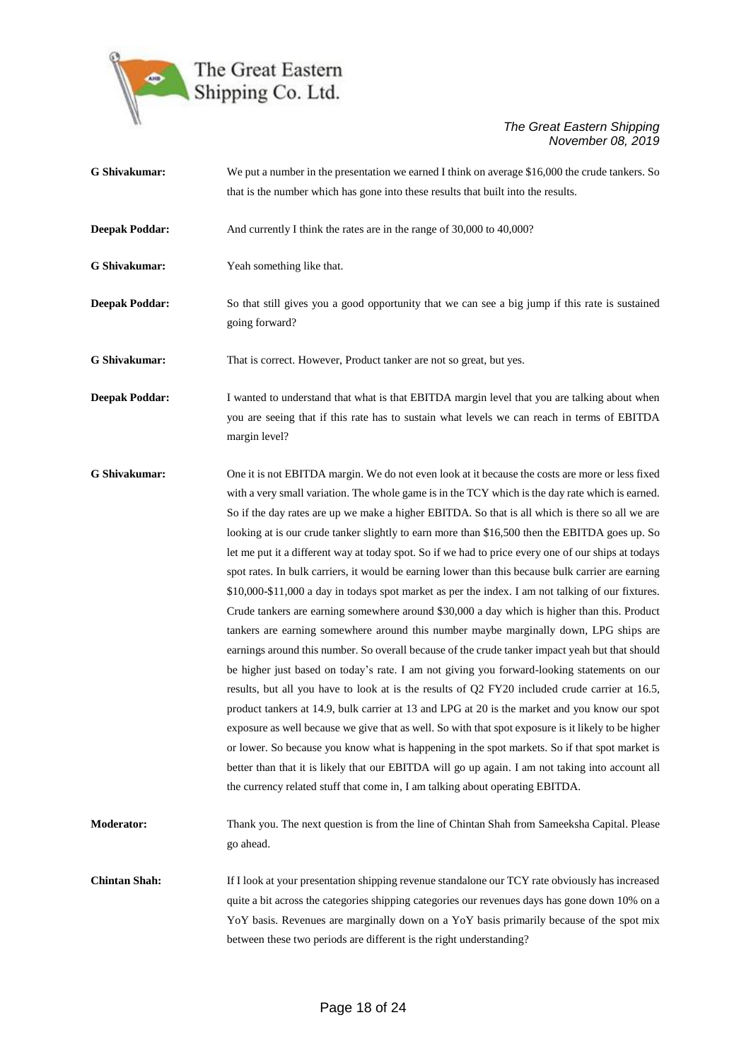**G Shivakumar:** We put a number in the presentation we earned I think on average $16,000 the crude tankers. So that is the number which has gone into these results that built into the results.

**Deepak Poddar:** And currently I think the rates are in the range of 30,000 to 40,000?

**G Shivakumar:** Yeah something like that.

**Deepak Poddar:** So that still gives you a good opportunity that we can see a big jump if this rate is sustained going forward?

**G Shivakumar:** That is correct. However, Product tanker are not so great, but yes.

**Deepak Poddar:** I wanted to understand that what is that EBITDA margin level that you are talking about when you are seeing that if this rate has to sustain what levels we can reach in terms of EBITDA margin level?

**G Shivakumar:** One it is not EBITDA margin. We do not even look at it because the costs are more or less fixed with a very small variation. The whole game is in the TCY which is the day rate which is earned. So if the day rates are up we make a higher EBITDA. So that is all which is there so all we are looking at is our crude tanker slightly to earn more than $16,500 then the EBITDA goes up. So let me put it a different way at today spot. So if we had to price every one of our ships at todays spot rates. In bulk carriers, it would be earning lower than this because bulk carrier are earning $10,000-$11,000 a day in todays spot market as per the index. I am not talking of our fixtures. Crude tankers are earning somewhere around $30,000 a day which is higher than this. Product tankers are earning somewhere around this number maybe marginally down, LPG ships are earnings around this number. So overall because of the crude tanker impact yeah but that should be higher just based on today's rate. I am not giving you forward-looking statements on our results, but all you have to look at is the results of Q2 FY20 included crude carrier at 16.5, product tankers at 14.9, bulk carrier at 13 and LPG at 20 is the market and you know our spot exposure as well because we give that as well. So with that spot exposure is it likely to be higher or lower. So because you know what is happening in the spot markets. So if that spot market is better than that it is likely that our EBITDA will go up again. I am not taking into account all the currency related stuff that come in, I am talking about operating EBITDA.

**Moderator:** Thank you. The next question is from the line of Chintan Shah from Sameeksha Capital. Please go ahead.

**Chintan Shah:** If I look at your presentation shipping revenue standalone our TCY rate obviously has increased quite a bit across the categories shipping categories our revenues days has gone down 10% on a YoY basis. Revenues are marginally down on a YoY basis primarily because of the spot mix between these two periods are different is the right understanding?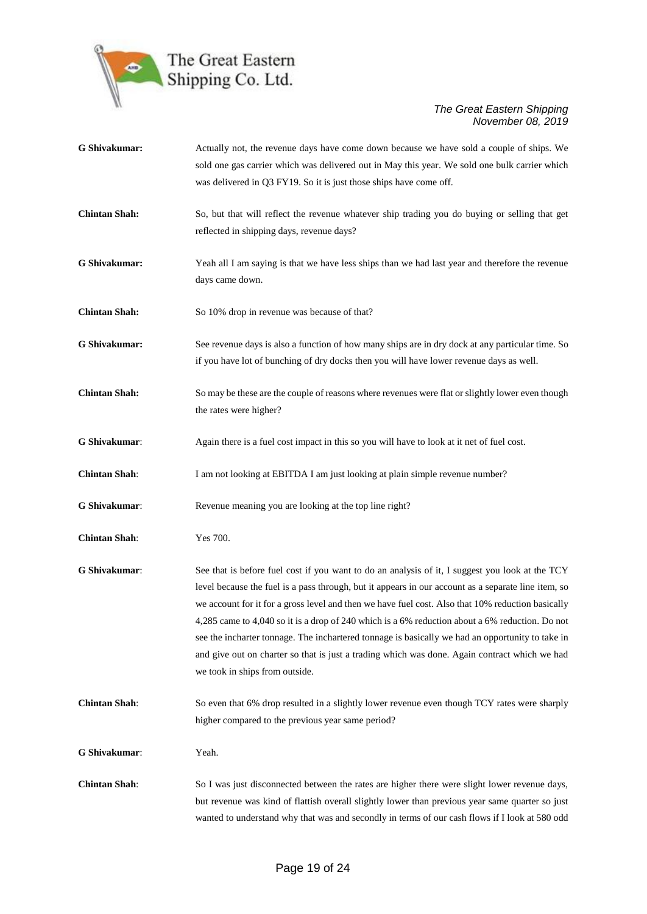**G Shivakumar:** Actually not, the revenue days have come down because we have sold a couple of ships. We sold one gas carrier which was delivered out in May this year. We sold one bulk carrier which was delivered in Q3 FY19. So it is just those ships have come off.

**Chintan Shah:** So, but that will reflect the revenue whatever ship trading you do buying or selling that get reflected in shipping days, revenue days?

**G Shivakumar:** Yeah all I am saying is that we have less ships than we had last year and therefore the revenue days came down.

**Chintan Shah:** So 10% drop in revenue was because of that?

**G Shivakumar:** See revenue days is also a function of how many ships are in dry dock at any particular time. So if you have lot of bunching of dry docks then you will have lower revenue days as well.

**Chintan Shah:** So may be these are the couple of reasons where revenues were flat or slightly lower even though the rates were higher?

**G Shivakumar**: Again there is a fuel cost impact in this so you will have to look at it net of fuel cost.

**Chintan Shah**: I am not looking at EBITDA I am just looking at plain simple revenue number?

**G Shivakumar**: Revenue meaning you are looking at the top line right?

**Chintan Shah**: Yes 700.

**G Shivakumar**: See that is before fuel cost if you want to do an analysis of it, I suggest you look at the TCY level because the fuel is a pass through, but it appears in our account as a separate line item, so we account for it for a gross level and then we have fuel cost. Also that 10% reduction basically 4,285 came to 4,040 so it is a drop of 240 which is a 6% reduction about a 6% reduction. Do not see the incharter tonnage. The inchartered tonnage is basically we had an opportunity to take in and give out on charter so that is just a trading which was done. Again contract which we had we took in ships from outside.

**Chintan Shah**: So even that 6% drop resulted in a slightly lower revenue even though TCY rates were sharply higher compared to the previous year same period?

**G Shivakumar**: Yeah.

**Chintan Shah**: So I was just disconnected between the rates are higher there were slight lower revenue days, but revenue was kind of flattish overall slightly lower than previous year same quarter so just wanted to understand why that was and secondly in terms of our cash flows if I look at 580 odd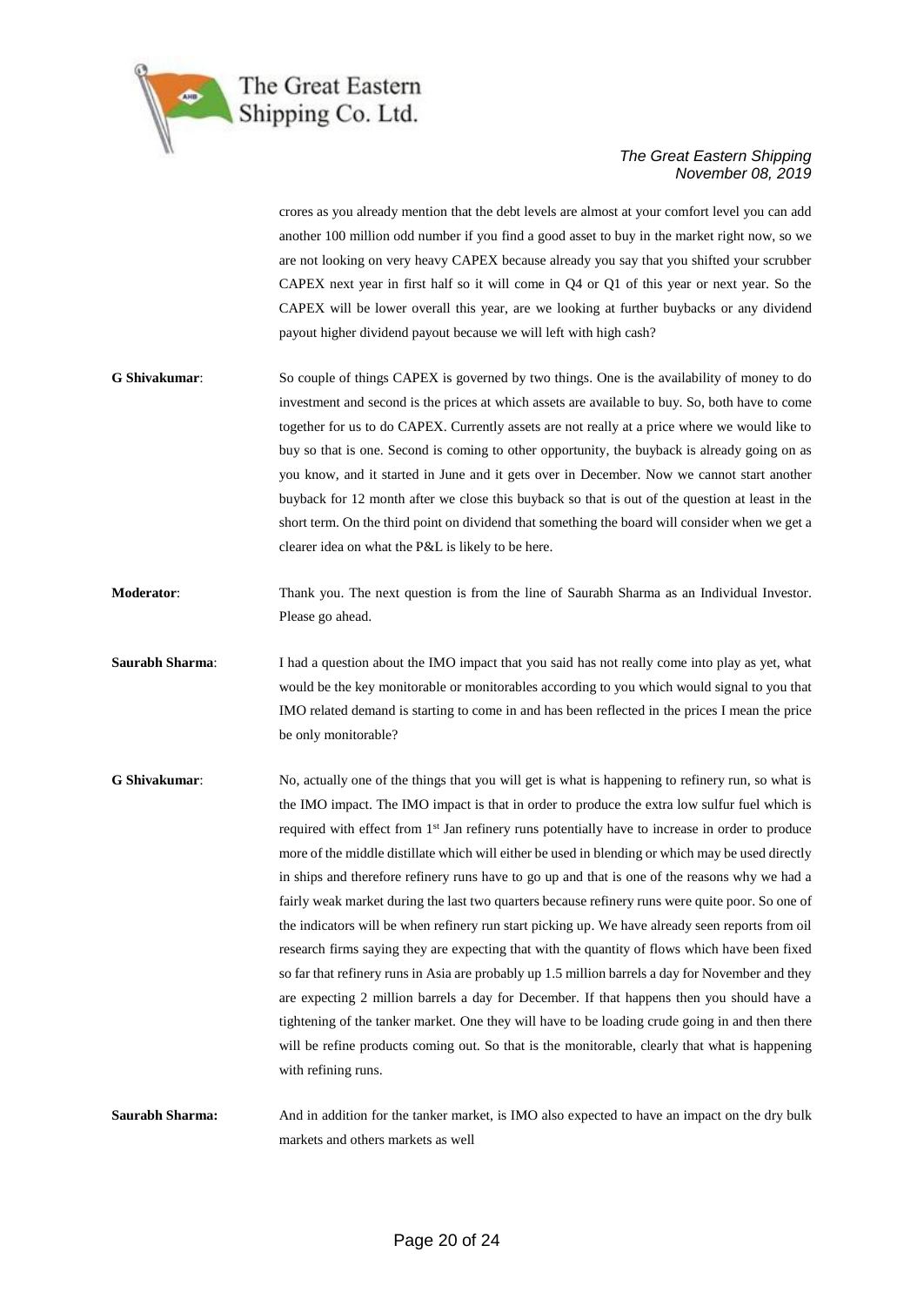crores as you already mention that the debt levels are almost at your comfort level you can add another 100 million odd number if you find a good asset to buy in the market right now, so we are not looking on very heavy CAPEX because already you say that you shifted your scrubber CAPEX next year in first half so it will come in Q4 or Q1 of this year or next year. So the CAPEX will be lower overall this year, are we looking at further buybacks or any dividend payout higher dividend payout because we will left with high cash?

**G Shivakumar**: So couple of things CAPEX is governed by two things. One is the availability of money to do investment and second is the prices at which assets are available to buy. So, both have to come together for us to do CAPEX. Currently assets are not really at a price where we would like to buy so that is one. Second is coming to other opportunity, the buyback is already going on as you know, and it started in June and it gets over in December. Now we cannot start another buyback for 12 month after we close this buyback so that is out of the question at least in the short term. On the third point on dividend that something the board will consider when we get a clearer idea on what the P&L is likely to be here.

**Moderator**: Thank you. The next question is from the line of Saurabh Sharma as an Individual Investor. Please go ahead.

**Saurabh Sharma**: I had a question about the IMO impact that you said has not really come into play as yet, what would be the key monitorable or monitorables according to you which would signal to you that IMO related demand is starting to come in and has been reflected in the prices I mean the price be only monitorable?

**G Shivakumar**: No, actually one of the things that you will get is what is happening to refinery run, so what is the IMO impact. The IMO impact is that in order to produce the extra low sulfur fuel which is required with effect from 1st Jan refinery runs potentially have to increase in order to produce more of the middle distillate which will either be used in blending or which may be used directly in ships and therefore refinery runs have to go up and that is one of the reasons why we had a fairly weak market during the last two quarters because refinery runs were quite poor. So one of the indicators will be when refinery run start picking up. We have already seen reports from oil research firms saying they are expecting that with the quantity of flows which have been fixed so far that refinery runs in Asia are probably up 1.5 million barrels a day for November and they are expecting 2 million barrels a day for December. If that happens then you should have a tightening of the tanker market. One they will have to be loading crude going in and then there will be refine products coming out. So that is the monitorable, clearly that what is happening with refining runs.

**Saurabh Sharma:** And in addition for the tanker market, is IMO also expected to have an impact on the dry bulk markets and others markets as well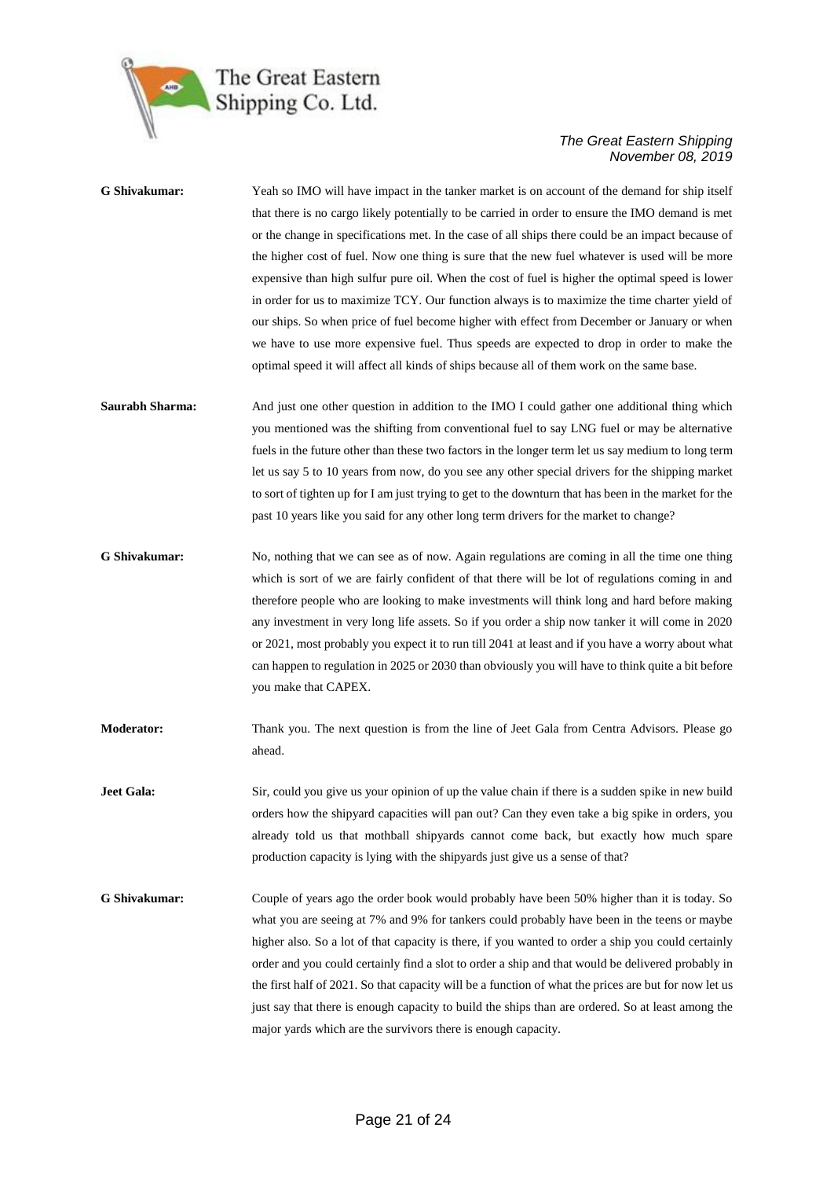**G Shivakumar:** Yeah so IMO will have impact in the tanker market is on account of the demand for ship itself that there is no cargo likely potentially to be carried in order to ensure the IMO demand is met or the change in specifications met. In the case of all ships there could be an impact because of the higher cost of fuel. Now one thing is sure that the new fuel whatever is used will be more expensive than high sulfur pure oil. When the cost of fuel is higher the optimal speed is lower in order for us to maximize TCY. Our function always is to maximize the time charter yield of our ships. So when price of fuel become higher with effect from December or January or when we have to use more expensive fuel. Thus speeds are expected to drop in order to make the optimal speed it will affect all kinds of ships because all of them work on the same base.

**Saurabh Sharma:** And just one other question in addition to the IMO I could gather one additional thing which you mentioned was the shifting from conventional fuel to say LNG fuel or may be alternative fuels in the future other than these two factors in the longer term let us say medium to long term let us say 5 to 10 years from now, do you see any other special drivers for the shipping market to sort of tighten up for I am just trying to get to the downturn that has been in the market for the past 10 years like you said for any other long term drivers for the market to change?

**G Shivakumar:** No, nothing that we can see as of now. Again regulations are coming in all the time one thing which is sort of we are fairly confident of that there will be lot of regulations coming in and therefore people who are looking to make investments will think long and hard before making any investment in very long life assets. So if you order a ship now tanker it will come in 2020 or 2021, most probably you expect it to run till 2041 at least and if you have a worry about what can happen to regulation in 2025 or 2030 than obviously you will have to think quite a bit before you make that CAPEX.

**Moderator:** Thank you. The next question is from the line of Jeet Gala from Centra Advisors. Please go ahead.

**Jeet Gala:** Sir, could you give us your opinion of up the value chain if there is a sudden spike in new build orders how the shipyard capacities will pan out? Can they even take a big spike in orders, you already told us that mothball shipyards cannot come back, but exactly how much spare production capacity is lying with the shipyards just give us a sense of that?

**G Shivakumar:** Couple of years ago the order book would probably have been 50% higher than it is today. So what you are seeing at 7% and 9% for tankers could probably have been in the teens or maybe higher also. So a lot of that capacity is there, if you wanted to order a ship you could certainly order and you could certainly find a slot to order a ship and that would be delivered probably in the first half of 2021. So that capacity will be a function of what the prices are but for now let us just say that there is enough capacity to build the ships than are ordered. So at least among the major yards which are the survivors there is enough capacity.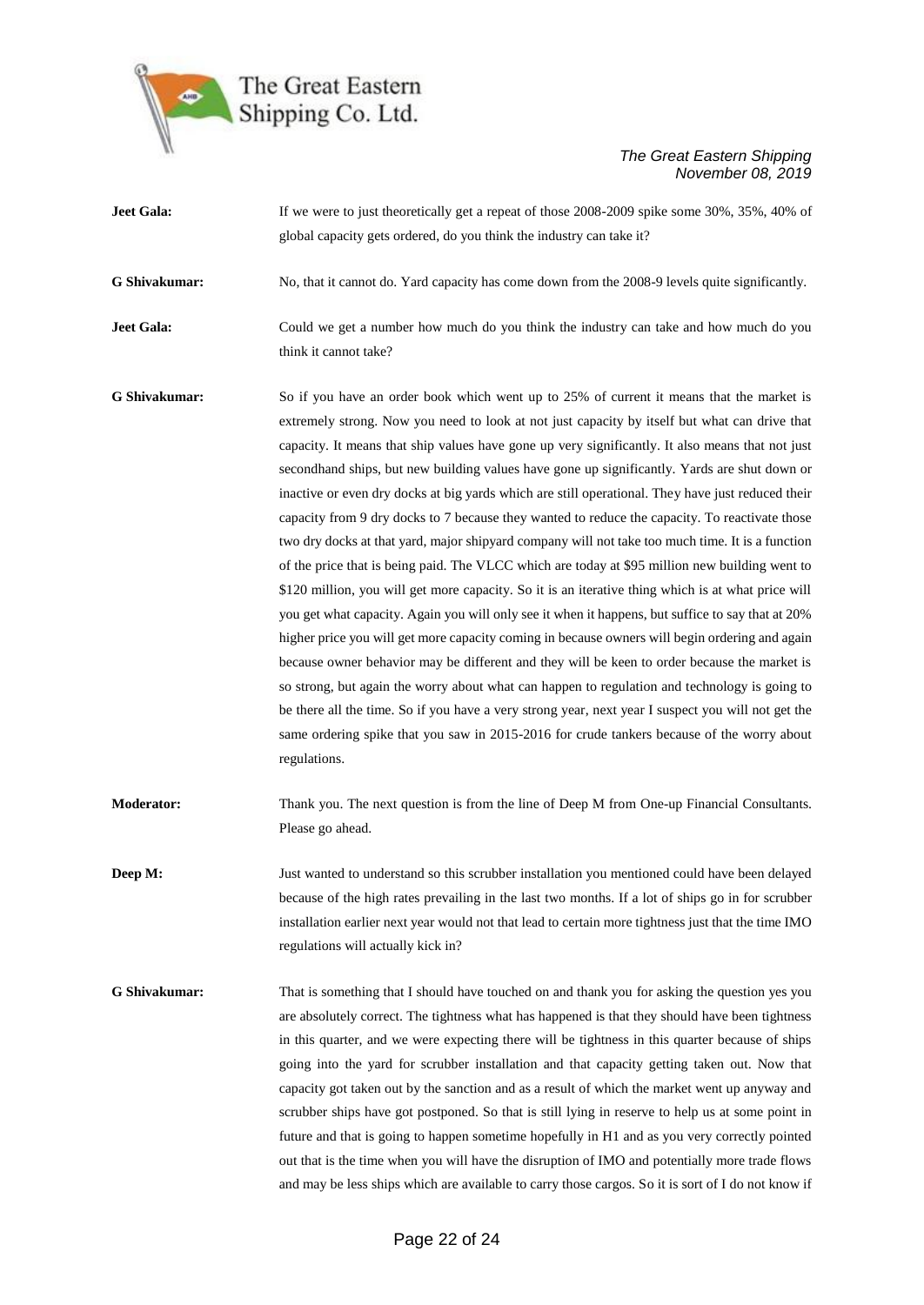**Jeet Gala:** If we were to just theoretically get a repeat of those 2008-2009 spike some 30%, 35%, 40% of global capacity gets ordered, do you think the industry can take it?

**G Shivakumar:** No, that it cannot do. Yard capacity has come down from the 2008-9 levels quite significantly.

**Jeet Gala:** Could we get a number how much do you think the industry can take and how much do you think it cannot take?

**G Shivakumar:** So if you have an order book which went up to 25% of current it means that the market is extremely strong. Now you need to look at not just capacity by itself but what can drive that capacity. It means that ship values have gone up very significantly. It also means that not just secondhand ships, but new building values have gone up significantly. Yards are shut down or inactive or even dry docks at big yards which are still operational. They have just reduced their capacity from 9 dry docks to 7 because they wanted to reduce the capacity. To reactivate those two dry docks at that yard, major shipyard company will not take too much time. It is a function of the price that is being paid. The VLCC which are today at $95 million new building went to $120 million, you will get more capacity. So it is an iterative thing which is at what price will you get what capacity. Again you will only see it when it happens, but suffice to say that at 20% higher price you will get more capacity coming in because owners will begin ordering and again because owner behavior may be different and they will be keen to order because the market is so strong, but again the worry about what can happen to regulation and technology is going to be there all the time. So if you have a very strong year, next year I suspect you will not get the same ordering spike that you saw in 2015-2016 for crude tankers because of the worry about regulations.

**Moderator:** Thank you. The next question is from the line of Deep M from One-up Financial Consultants. Please go ahead.

**Deep M:** Just wanted to understand so this scrubber installation you mentioned could have been delayed because of the high rates prevailing in the last two months. If a lot of ships go in for scrubber installation earlier next year would not that lead to certain more tightness just that the time IMO regulations will actually kick in?

**G Shivakumar:** That is something that I should have touched on and thank you for asking the question yes you are absolutely correct. The tightness what has happened is that they should have been tightness in this quarter, and we were expecting there will be tightness in this quarter because of ships going into the yard for scrubber installation and that capacity getting taken out. Now that capacity got taken out by the sanction and as a result of which the market went up anyway and scrubber ships have got postponed. So that is still lying in reserve to help us at some point in future and that is going to happen sometime hopefully in H1 and as you very correctly pointed out that is the time when you will have the disruption of IMO and potentially more trade flows and may be less ships which are available to carry those cargos. So it is sort of I do not know if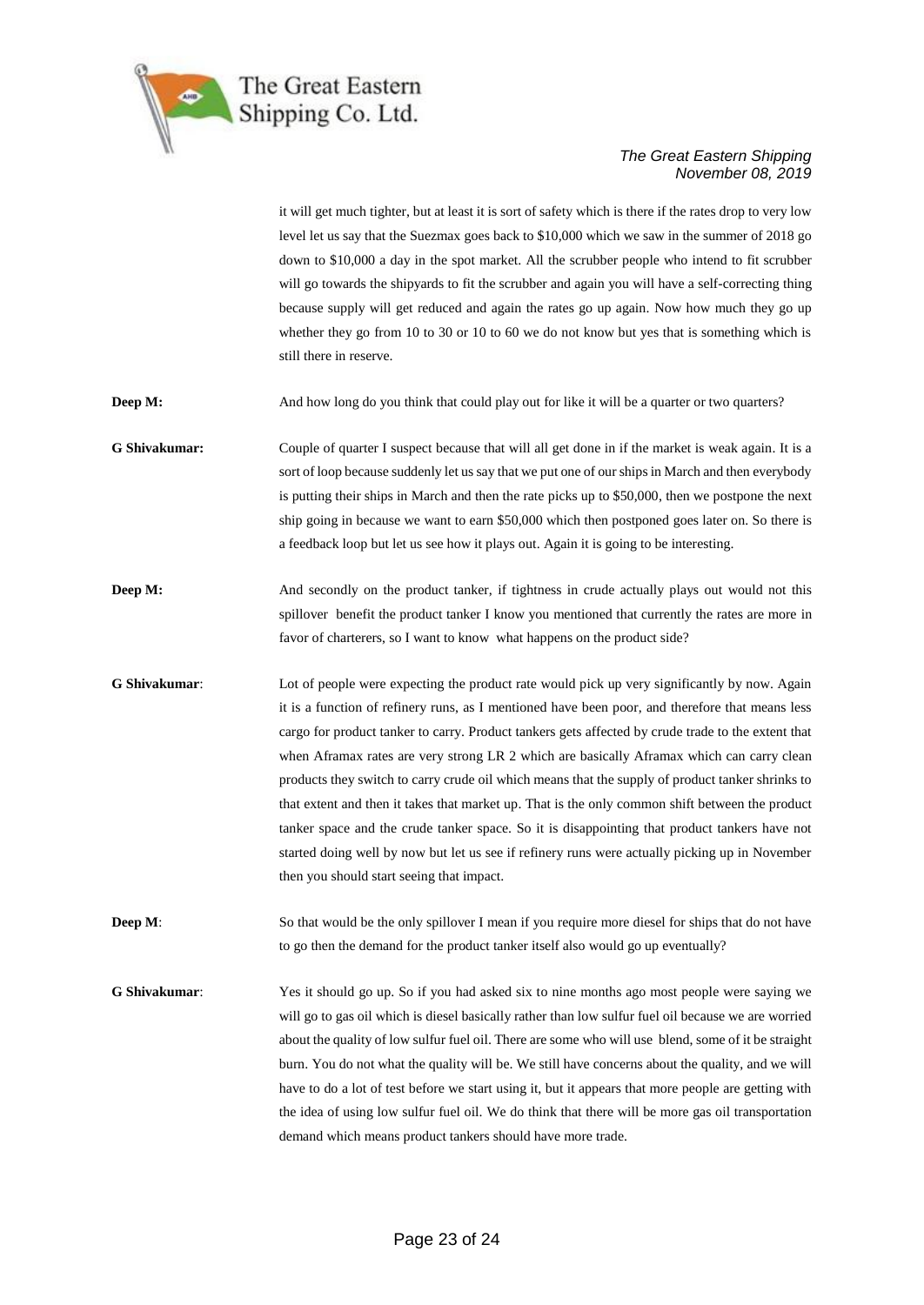it will get much tighter, but at least it is sort of safety which is there if the rates drop to very low level let us say that the Suezmax goes back to $10,000 which we saw in the summer of 2018 go down to $10,000 a day in the spot market. All the scrubber people who intend to fit scrubber will go towards the shipyards to fit the scrubber and again you will have a self-correcting thing because supply will get reduced and again the rates go up again. Now how much they go up whether they go from 10 to 30 or 10 to 60 we do not know but yes that is something which is still there in reserve.

**Deep M:** And how long do you think that could play out for like it will be a quarter or two quarters?

**G Shivakumar:** Couple of quarter I suspect because that will all get done in if the market is weak again. It is a sort of loop because suddenly let us say that we put one of our ships in March and then everybody is putting their ships in March and then the rate picks up to $50,000, then we postpone the next ship going in because we want to earn $50,000 which then postponed goes later on. So there is a feedback loop but let us see how it plays out. Again it is going to be interesting.

**Deep M:** And secondly on the product tanker, if tightness in crude actually plays out would not this spillover benefit the product tanker I know you mentioned that currently the rates are more in favor of charterers, so I want to know what happens on the product side?

**G Shivakumar**: Lot of people were expecting the product rate would pick up very significantly by now. Again it is a function of refinery runs, as I mentioned have been poor, and therefore that means less cargo for product tanker to carry. Product tankers gets affected by crude trade to the extent that when Aframax rates are very strong LR 2 which are basically Aframax which can carry clean products they switch to carry crude oil which means that the supply of product tanker shrinks to that extent and then it takes that market up. That is the only common shift between the product tanker space and the crude tanker space. So it is disappointing that product tankers have not started doing well by now but let us see if refinery runs were actually picking up in November then you should start seeing that impact.

**Deep M**: So that would be the only spillover I mean if you require more diesel for ships that do not have to go then the demand for the product tanker itself also would go up eventually?

**G Shivakumar**: Yes it should go up. So if you had asked six to nine months ago most people were saying we will go to gas oil which is diesel basically rather than low sulfur fuel oil because we are worried about the quality of low sulfur fuel oil. There are some who will use blend, some of it be straight burn. You do not what the quality will be. We still have concerns about the quality, and we will have to do a lot of test before we start using it, but it appears that more people are getting with the idea of using low sulfur fuel oil. We do think that there will be more gas oil transportation demand which means product tankers should have more trade.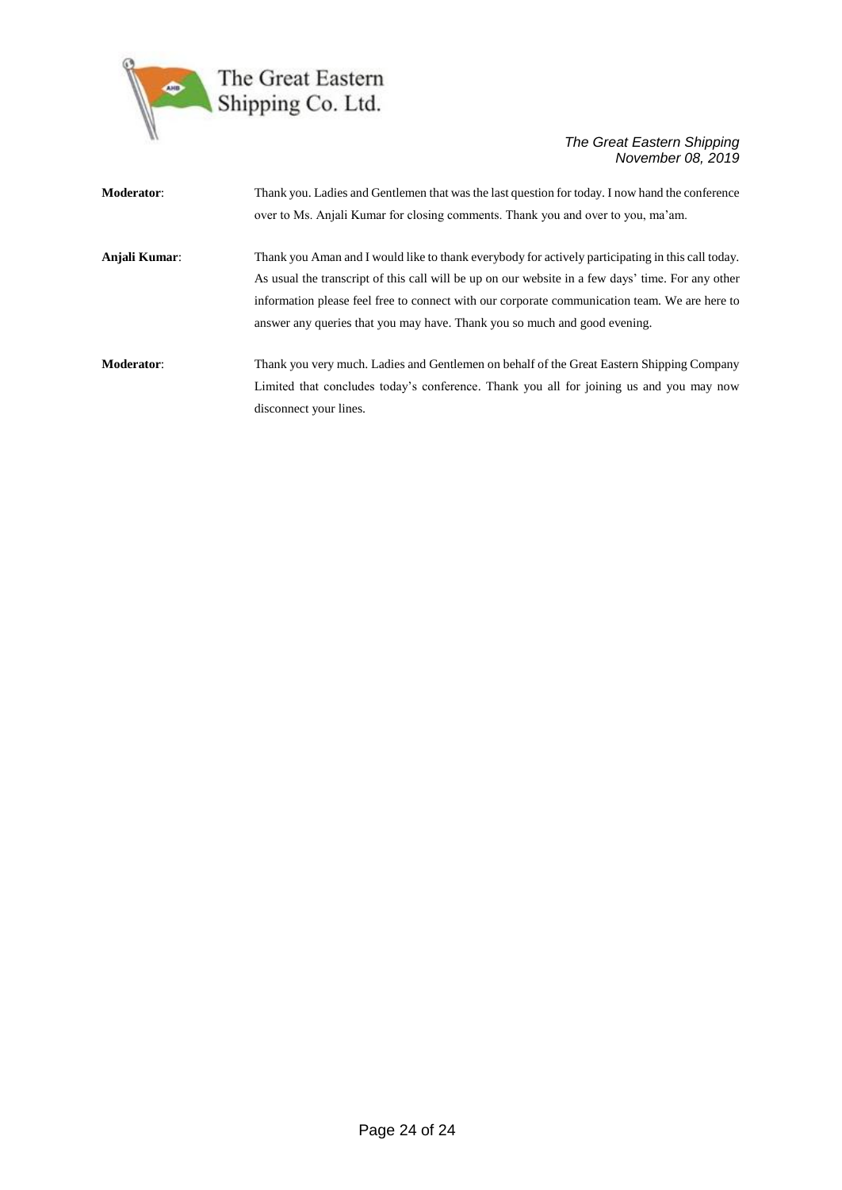**Moderator**: Thank you. Ladies and Gentlemen that was the last question for today. I now hand the conference over to Ms. Anjali Kumar for closing comments. Thank you and over to you, ma'am.

**Anjali Kumar**: Thank you Aman and I would like to thank everybody for actively participating in this call today. As usual the transcript of this call will be up on our website in a few days' time. For any other information please feel free to connect with our corporate communication team. We are here to answer any queries that you may have. Thank you so much and good evening.

**Moderator**: Thank you very much. Ladies and Gentlemen on behalf of the Great Eastern Shipping Company Limited that concludes today's conference. Thank you all for joining us and you may now disconnect your lines.